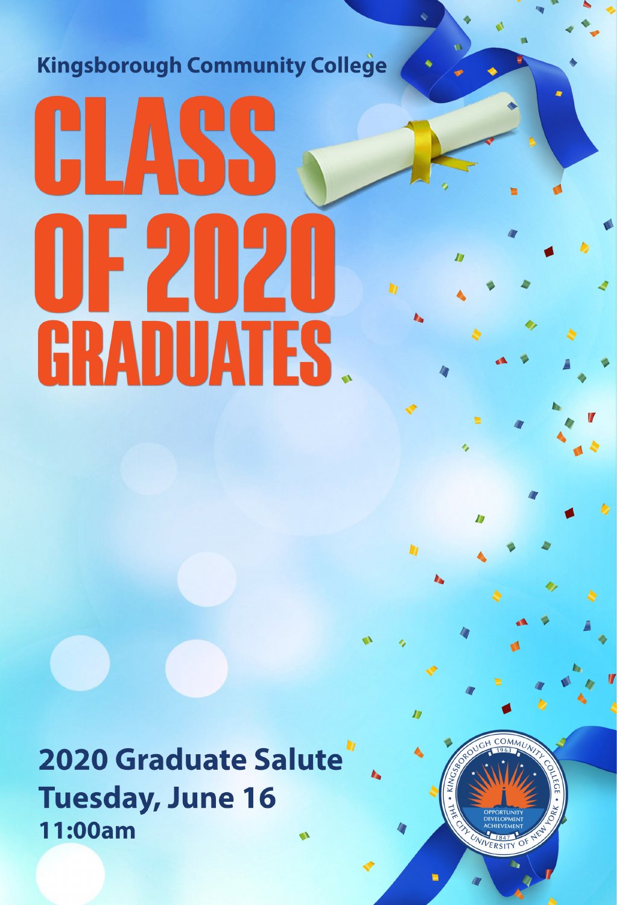Kingsborough Community College

# CLASS OF 2020 GRADUATES

**2020 Graduate Salute**
**Tuesday, June 16**
**11:00am**

KINGSBOROUGH COMMUNITY COLLEGE 1963 • THE CITY UNIVERSITY OF NEW YORK • OPPORTUNITY DEVELOPMENT ACHIEVEMENT 1847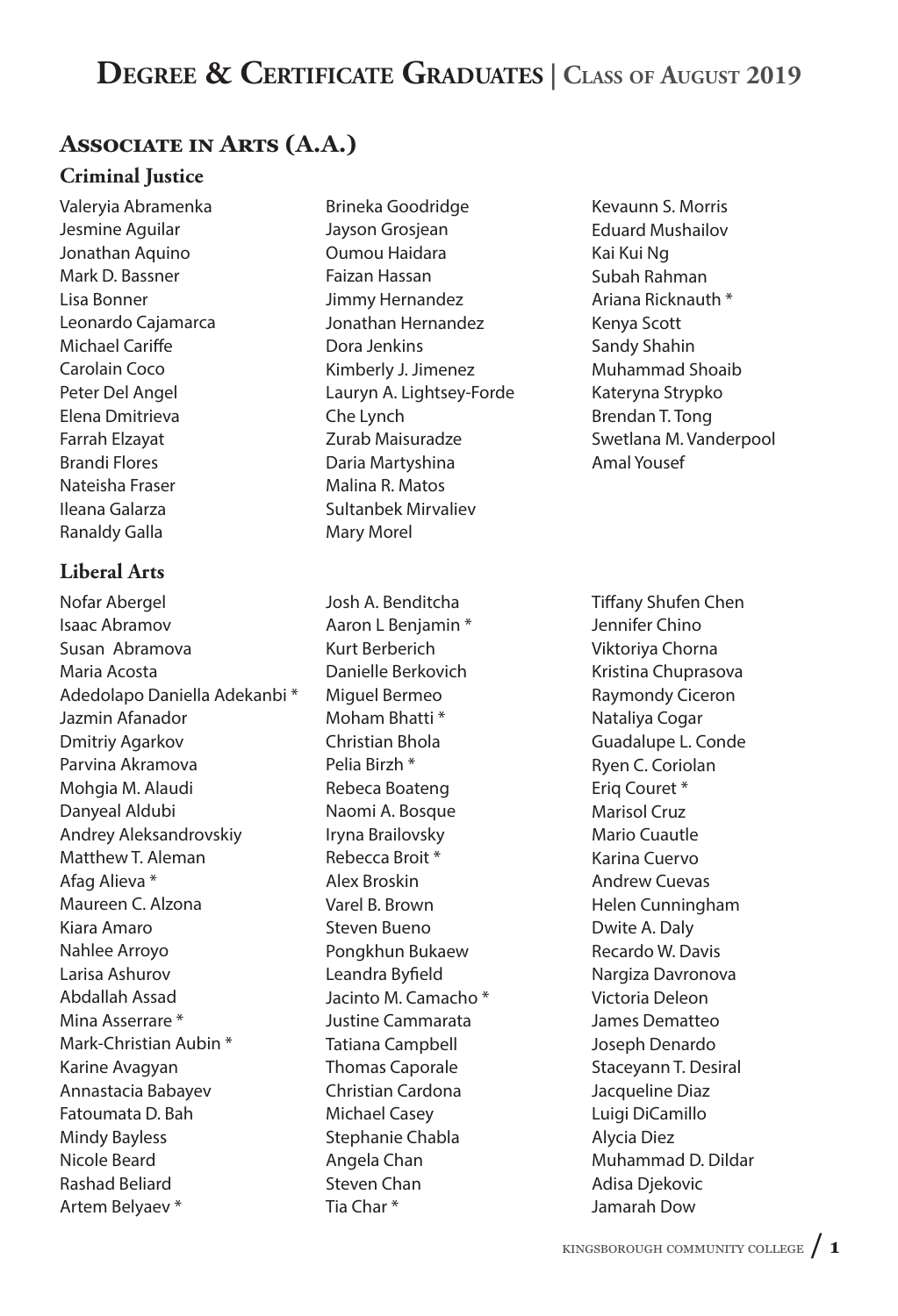# Degree & Certificate Graduates | Class of August 2019

## Associate in Arts (A.A.)

### Criminal Justice

Valeryia Abramenka
Jesmine Aguilar
Jonathan Aquino
Mark D. Bassner
Lisa Bonner
Leonardo Cajamarca
Michael Cariffe
Carolain Coco
Peter Del Angel
Elena Dmitrieva
Farrah Elzayat
Brandi Flores
Nateisha Fraser
Ileana Galarza
Ranaldy Galla
Brineka Goodridge
Jayson Grosjean
Oumou Haidara
Faizan Hassan
Jimmy Hernandez
Jonathan Hernandez
Dora Jenkins
Kimberly J. Jimenez
Lauryn A. Lightsey-Forde
Che Lynch
Zurab Maisuradze
Daria Martyshina
Malina R. Matos
Sultanbek Mirvaliev
Mary Morel
Kevaunn S. Morris
Eduard Mushailov
Kai Kui Ng
Subah Rahman
Ariana Ricknauth *
Kenya Scott
Sandy Shahin
Muhammad Shoaib
Kateryna Strypko
Brendan T. Tong
Swetlana M. Vanderpool
Amal Yousef

### Liberal Arts

Nofar Abergel
Isaac Abramov
Susan Abramova
Maria Acosta
Adedolapo Daniella Adekanbi *
Jazmin Afanador
Dmitriy Agarkov
Parvina Akramova
Mohgia M. Alaudi
Danyeal Aldubi
Andrey Aleksandrovskiy
Matthew T. Aleman
Afag Alieva *
Maureen C. Alzona
Kiara Amaro
Nahlee Arroyo
Larisa Ashurov
Abdallah Assad
Mina Asserrare *
Mark-Christian Aubin *
Karine Avagyan
Annastacia Babayev
Fatoumata D. Bah
Mindy Bayless
Nicole Beard
Rashad Beliard
Artem Belyaev *
Josh A. Benditcha
Aaron L Benjamin *
Kurt Berberich
Danielle Berkovich
Miguel Bermeo
Moham Bhatti *
Christian Bhola
Pelia Birzh *
Rebeca Boateng
Naomi A. Bosque
Iryna Brailovsky
Rebecca Broit *
Alex Broskin
Varel B. Brown
Steven Bueno
Pongkhun Bukaew
Leandra Byfield
Jacinto M. Camacho *
Justine Cammarata
Tatiana Campbell
Thomas Caporale
Christian Cardona
Michael Casey
Stephanie Chabla
Angela Chan
Steven Chan
Tia Char *
Tiffany Shufen Chen
Jennifer Chino
Viktoriya Chorna
Kristina Chuprasova
Raymondy Ciceron
Nataliya Cogar
Guadalupe L. Conde
Ryen C. Coriolan
Eriq Couret *
Marisol Cruz
Mario Cuautle
Karina Cuervo
Andrew Cuevas
Helen Cunningham
Dwite A. Daly
Recardo W. Davis
Nargiza Davronova
Victoria Deleon
James Dematteo
Joseph Denardo
Staceyann T. Desiral
Jacqueline Diaz
Luigi DiCamillo
Alycia Diez
Muhammad D. Dildar
Adisa Djekovic
Jamarah Dow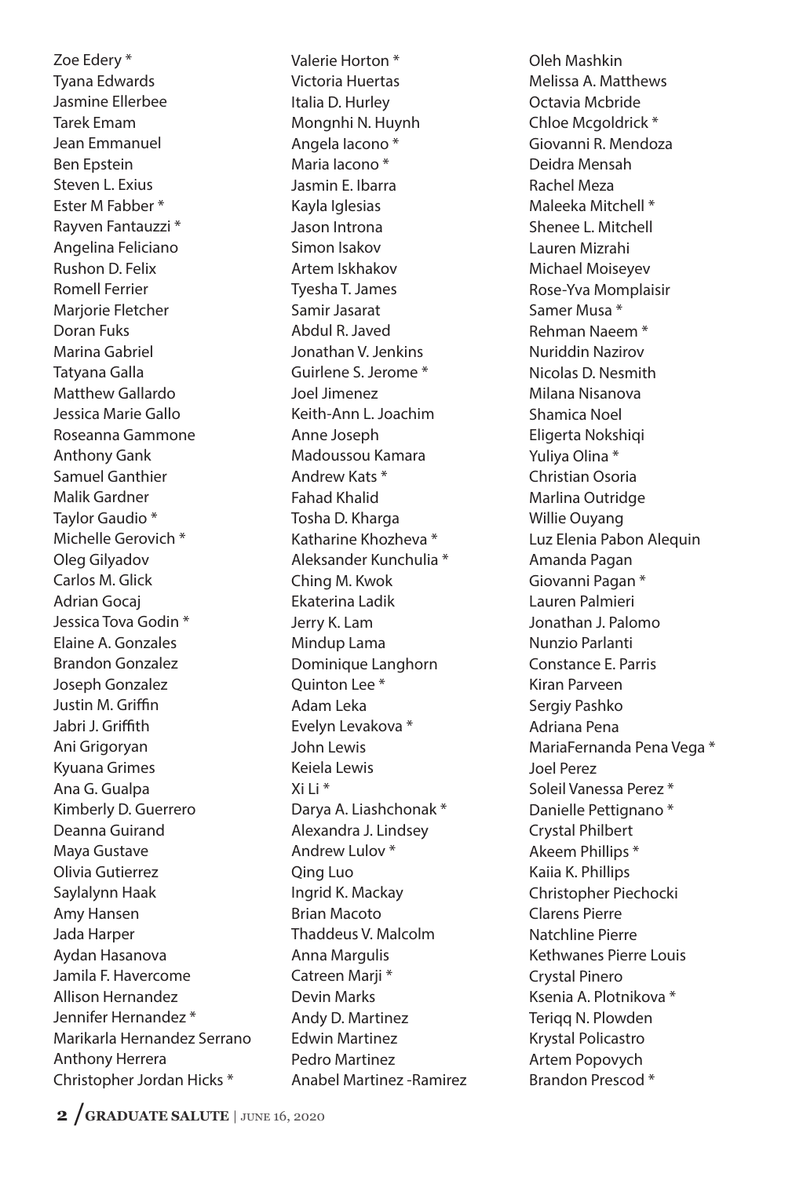Zoe Edery *
Tyana Edwards
Jasmine Ellerbee
Tarek Emam
Jean Emmanuel
Ben Epstein
Steven L. Exius
Ester M Fabber *
Rayven Fantauzzi *
Angelina Feliciano
Rushon D. Felix
Romell Ferrier
Marjorie Fletcher
Doran Fuks
Marina Gabriel
Tatyana Galla
Matthew Gallardo
Jessica Marie Gallo
Roseanna Gammone
Anthony Gank
Samuel Ganthier
Malik Gardner
Taylor Gaudio *
Michelle Gerovich *
Oleg Gilyadov
Carlos M. Glick
Adrian Gocaj
Jessica Tova Godin *
Elaine A. Gonzales
Brandon Gonzalez
Joseph Gonzalez
Justin M. Griffin
Jabri J. Griffith
Ani Grigoryan
Kyuana Grimes
Ana G. Gualpa
Kimberly D. Guerrero
Deanna Guirand
Maya Gustave
Olivia Gutierrez
Saylalynn Haak
Amy Hansen
Jada Harper
Aydan Hasanova
Jamila F. Havercome
Allison Hernandez
Jennifer Hernandez *
Marikarla Hernandez Serrano
Anthony Herrera
Christopher Jordan Hicks *

Valerie Horton *
Victoria Huertas
Italia D. Hurley
Mongnhi N. Huynh
Angela Iacono *
Maria Iacono *
Jasmin E. Ibarra
Kayla Iglesias
Jason Introna
Simon Isakov
Artem Iskhakov
Tyesha T. James
Samir Jasarat
Abdul R. Javed
Jonathan V. Jenkins
Guirlene S. Jerome *
Joel Jimenez
Keith-Ann L. Joachim
Anne Joseph
Madoussou Kamara
Andrew Kats *
Fahad Khalid
Tosha D. Kharga
Katharine Khozheva *
Aleksander Kunchulia *
Ching M. Kwok
Ekaterina Ladik
Jerry K. Lam
Mindup Lama
Dominique Langhorn
Quinton Lee *
Adam Leka
Evelyn Levakova *
John Lewis
Keiela Lewis
Xi Li *
Darya A. Liashchonak *
Alexandra J. Lindsey
Andrew Lulov *
Qing Luo
Ingrid K. Mackay
Brian Macoto
Thaddeus V. Malcolm
Anna Margulis
Catreen Marji *
Devin Marks
Andy D. Martinez
Edwin Martinez
Pedro Martinez
Anabel Martinez -Ramirez

Oleh Mashkin
Melissa A. Matthews
Octavia Mcbride
Chloe Mcgoldrick *
Giovanni R. Mendoza
Deidra Mensah
Rachel Meza
Maleeka Mitchell *
Shenee L. Mitchell
Lauren Mizrahi
Michael Moiseyev
Rose-Yva Momplaisir
Samer Musa *
Rehman Naeem *
Nuriddin Nazirov
Nicolas D. Nesmith
Milana Nisanova
Shamica Noel
Eligerta Nokshiqi
Yuliya Olina *
Christian Osoria
Marlina Outridge
Willie Ouyang
Luz Elenia Pabon Alequin
Amanda Pagan
Giovanni Pagan *
Lauren Palmieri
Jonathan J. Palomo
Nunzio Parlanti
Constance E. Parris
Kiran Parveen
Sergiy Pashko
Adriana Pena
MariaFernanda Pena Vega *
Joel Perez
Soleil Vanessa Perez *
Danielle Pettignano *
Crystal Philbert
Akeem Phillips *
Kaiia K. Phillips
Christopher Piechocki
Clarens Pierre
Natchline Pierre
Kethwanes Pierre Louis
Crystal Pinero
Ksenia A. Plotnikova *
Teriqq N. Plowden
Krystal Policastro
Artem Popovych
Brandon Prescod *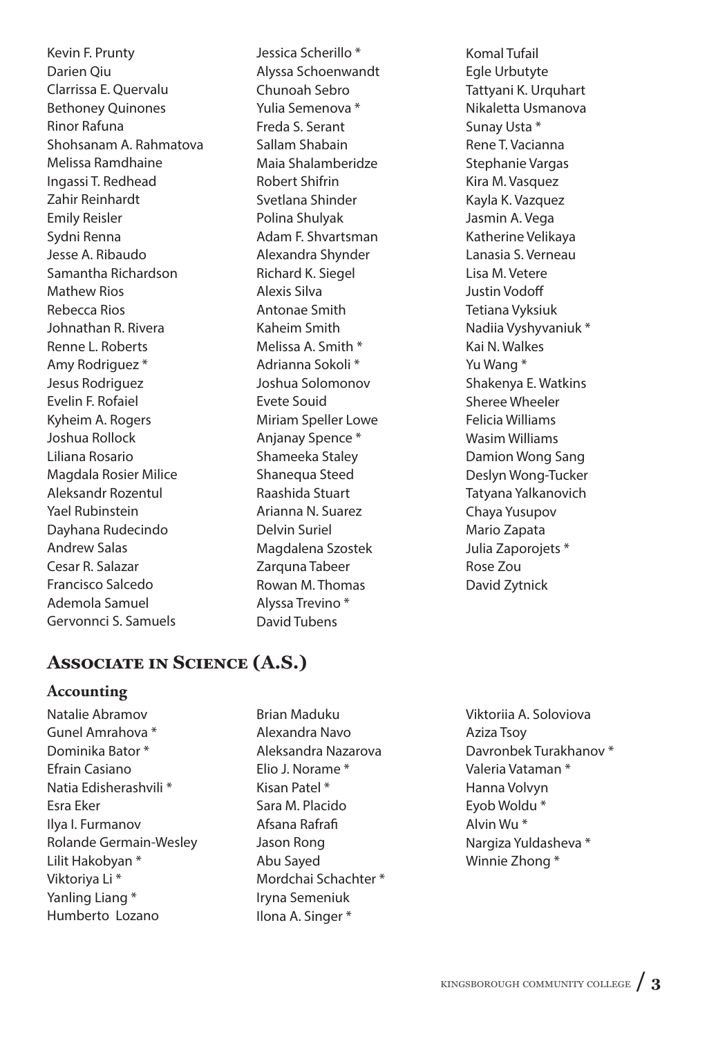Kevin F. Prunty
Darien Qiu
Clarrissa E. Quervalu
Bethoney Quinones
Rinor Rafuna
Shohsanam A. Rahmatova
Melissa Ramdhaine
Ingassi T. Redhead
Zahir Reinhardt
Emily Reisler
Sydni Renna
Jesse A. Ribaudo
Samantha Richardson
Mathew Rios
Rebecca Rios
Johnathan R. Rivera
Renne L. Roberts
Amy Rodriguez *
Jesus Rodriguez
Evelin F. Rofaiel
Kyheim A. Rogers
Joshua Rollock
Liliana Rosario
Magdala Rosier Milice
Aleksandr Rozentul
Yael Rubinstein
Dayhana Rudecindo
Andrew Salas
Cesar R. Salazar
Francisco Salcedo
Ademola Samuel
Gervonnci S. Samuels
Jessica Scherillo *
Alyssa Schoenwandt
Chunoah Sebro
Yulia Semenova *
Freda S. Serant
Sallam Shabain
Maia Shalamberidze
Robert Shifrin
Svetlana Shinder
Polina Shulyak
Adam F. Shvartsman
Alexandra Shynder
Richard K. Siegel
Alexis Silva
Antonae Smith
Kaheim Smith
Melissa A. Smith *
Adrianna Sokoli *
Joshua Solomonov
Evete Souid
Miriam Speller Lowe
Anjanay Spence *
Shameeka Staley
Shanequa Steed
Raashida Stuart
Arianna N. Suarez
Delvin Suriel
Magdalena Szostek
Zarquna Tabeer
Rowan M. Thomas
Alyssa Trevino *
David Tubens
Komal Tufail
Egle Urbutyte
Tattyani K. Urquhart
Nikaletta Usmanova
Sunay Usta *
Rene T. Vacianna
Stephanie Vargas
Kira M. Vasquez
Kayla K. Vazquez
Jasmin A. Vega
Katherine Velikaya
Lanasia S. Verneau
Lisa M. Vetere
Justin Vodoff
Tetiana Vyksiuk
Nadiia Vyshyvaniuk *
Kai N. Walkes
Yu Wang *
Shakenya E. Watkins
Sheree Wheeler
Felicia Williams
Wasim Williams
Damion Wong Sang
Deslyn Wong-Tucker
Tatyana Yalkanovich
Chaya Yusupov
Mario Zapata
Julia Zaporojets *
Rose Zou
David Zytnick

## Associate in Science (A.S.)

### Accounting

Natalie Abramov
Gunel Amrahova *
Dominika Bator *
Efrain Casiano
Natia Edisherashvili *
Esra Eker
Ilya I. Furmanov
Rolande Germain-Wesley
Lilit Hakobyan *
Viktoriya Li *
Yanling Liang *
Humberto Lozano
Brian Maduku
Alexandra Navo
Aleksandra Nazarova
Elio J. Norame *
Kisan Patel *
Sara M. Placido
Afsana Rafrafi
Jason Rong
Abu Sayed
Mordchai Schachter *
Iryna Semeniuk
Ilona A. Singer *
Viktoriia A. Soloviova
Aziza Tsoy
Davronbek Turakhanov *
Valeria Vataman *
Hanna Volvyn
Eyob Woldu *
Alvin Wu *
Nargiza Yuldasheva *
Winnie Zhong *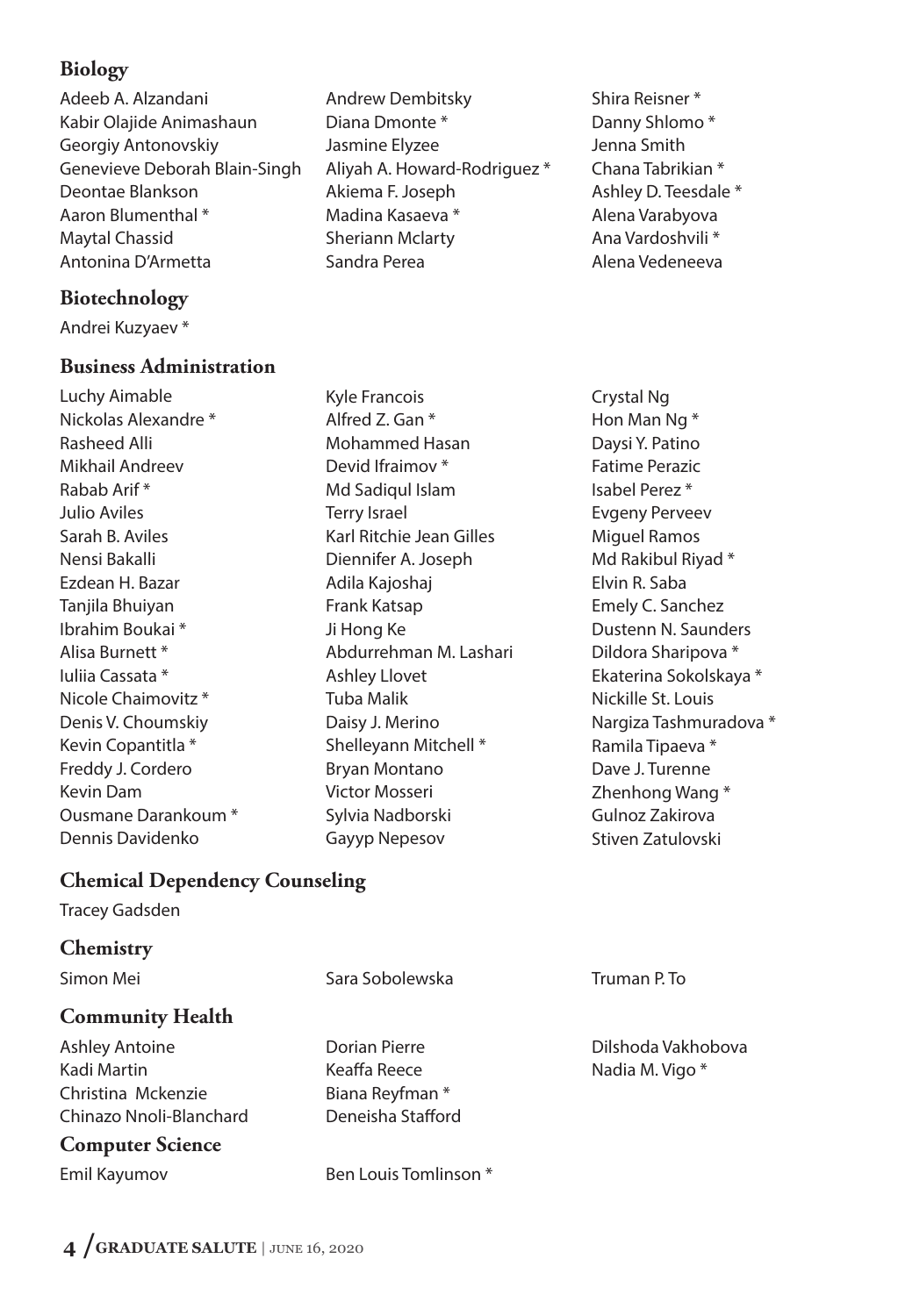## Biology

Adeeb A. Alzandani
Kabir Olajide Animashaun
Georgiy Antonovskiy
Genevieve Deborah Blain-Singh
Deontae Blankson
Aaron Blumenthal *
Maytal Chassid
Antonina D'Armetta
Andrew Dembitsky
Diana Dmonte *
Jasmine Elyzee
Aliyah A. Howard-Rodriguez *
Akiema F. Joseph
Madina Kasaeva *
Sheriann Mclarty
Sandra Perea
Shira Reisner *
Danny Shlomo *
Jenna Smith
Chana Tabrikian *
Ashley D. Teesdale *
Alena Varabyova
Ana Vardoshvili *
Alena Vedeneeva

## Biotechnology

Andrei Kuzyaev *

## Business Administration

Luchy Aimable
Nickolas Alexandre *
Rasheed Alli
Mikhail Andreev
Rabab Arif *
Julio Aviles
Sarah B. Aviles
Nensi Bakalli
Ezdean H. Bazar
Tanjila Bhuiyan
Ibrahim Boukai *
Alisa Burnett *
Iuliia Cassata *
Nicole Chaimovitz *
Denis V. Choumskiy
Kevin Copantitla *
Freddy J. Cordero
Kevin Dam
Ousmane Darankoum *
Dennis Davidenko
Kyle Francois
Alfred Z. Gan *
Mohammed Hasan
Devid Ifraimov *
Md Sadiqul Islam
Terry Israel
Karl Ritchie Jean Gilles
Diennifer A. Joseph
Adila Kajoshaj
Frank Katsap
Ji Hong Ke
Abdurrehman M. Lashari
Ashley Llovet
Tuba Malik
Daisy J. Merino
Shelleyann Mitchell *
Bryan Montano
Victor Mosseri
Sylvia Nadborski
Gayyp Nepesov
Crystal Ng
Hon Man Ng *
Daysi Y. Patino
Fatime Perazic
Isabel Perez *
Evgeny Perveev
Miguel Ramos
Md Rakibul Riyad *
Elvin R. Saba
Emely C. Sanchez
Dustenn N. Saunders
Dildora Sharipova *
Ekaterina Sokolskaya *
Nickille St. Louis
Nargiza Tashmuradova *
Ramila Tipaeva *
Dave J. Turenne
Zhenhong Wang *
Gulnoz Zakirova
Stiven Zatulovski

## Chemical Dependency Counseling

Tracey Gadsden

## Chemistry

Simon Mei
Sara Sobolewska
Truman P. To

## Community Health

Ashley Antoine
Kadi Martin
Christina Mckenzie
Chinazo Nnoli-Blanchard
Dorian Pierre
Keaffa Reece
Biana Reyfman *
Deneisha Stafford
Dilshoda Vakhobova
Nadia M. Vigo *

## Computer Science

Emil Kayumov
Ben Louis Tomlinson *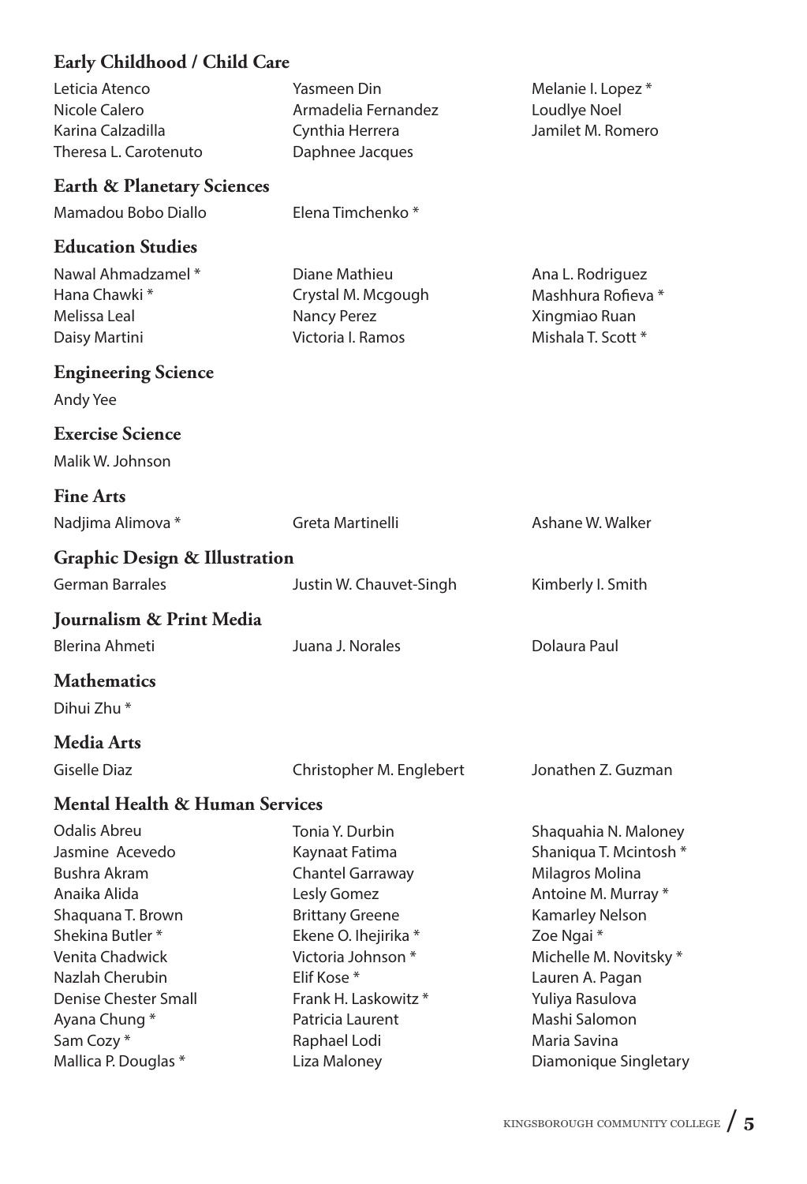## Early Childhood / Child Care

Leticia Atenco
Nicole Calero
Karina Calzadilla
Theresa L. Carotenuto
Yasmeen Din
Armadelia Fernandez
Cynthia Herrera
Daphnee Jacques
Melanie I. Lopez *
Loudlye Noel
Jamilet M. Romero

## Earth & Planetary Sciences

Mamadou Bobo Diallo
Elena Timchenko *

## Education Studies

Nawal Ahmadzamel *
Hana Chawki *
Melissa Leal
Daisy Martini
Diane Mathieu
Crystal M. Mcgough
Nancy Perez
Victoria I. Ramos
Ana L. Rodriguez
Mashhura Rofieva *
Xingmiao Ruan
Mishala T. Scott *

## Engineering Science

Andy Yee

## Exercise Science

Malik W. Johnson

## Fine Arts

Nadjima Alimova *
Greta Martinelli
Ashane W. Walker

## Graphic Design & Illustration

German Barrales
Justin W. Chauvet-Singh
Kimberly I. Smith

## Journalism & Print Media

Blerina Ahmeti
Juana J. Norales
Dolaura Paul

## Mathematics

Dihui Zhu *

## Media Arts

Giselle Diaz
Christopher M. Englebert
Jonathen Z. Guzman

## Mental Health & Human Services

Odalis Abreu
Jasmine Acevedo
Bushra Akram
Anaika Alida
Shaquana T. Brown
Shekina Butler *
Venita Chadwick
Nazlah Cherubin
Denise Chester Small
Ayana Chung *
Sam Cozy *
Mallica P. Douglas *
Tonia Y. Durbin
Kaynaat Fatima
Chantel Garraway
Lesly Gomez
Brittany Greene
Ekene O. Ihejirika *
Victoria Johnson *
Elif Kose *
Frank H. Laskowitz *
Patricia Laurent
Raphael Lodi
Liza Maloney
Shaquahia N. Maloney
Shaniqua T. Mcintosh *
Milagros Molina
Antoine M. Murray *
Kamarley Nelson
Zoe Ngai *
Michelle M. Novitsky *
Lauren A. Pagan
Yuliya Rasulova
Mashi Salomon
Maria Savina
Diamonique Singletary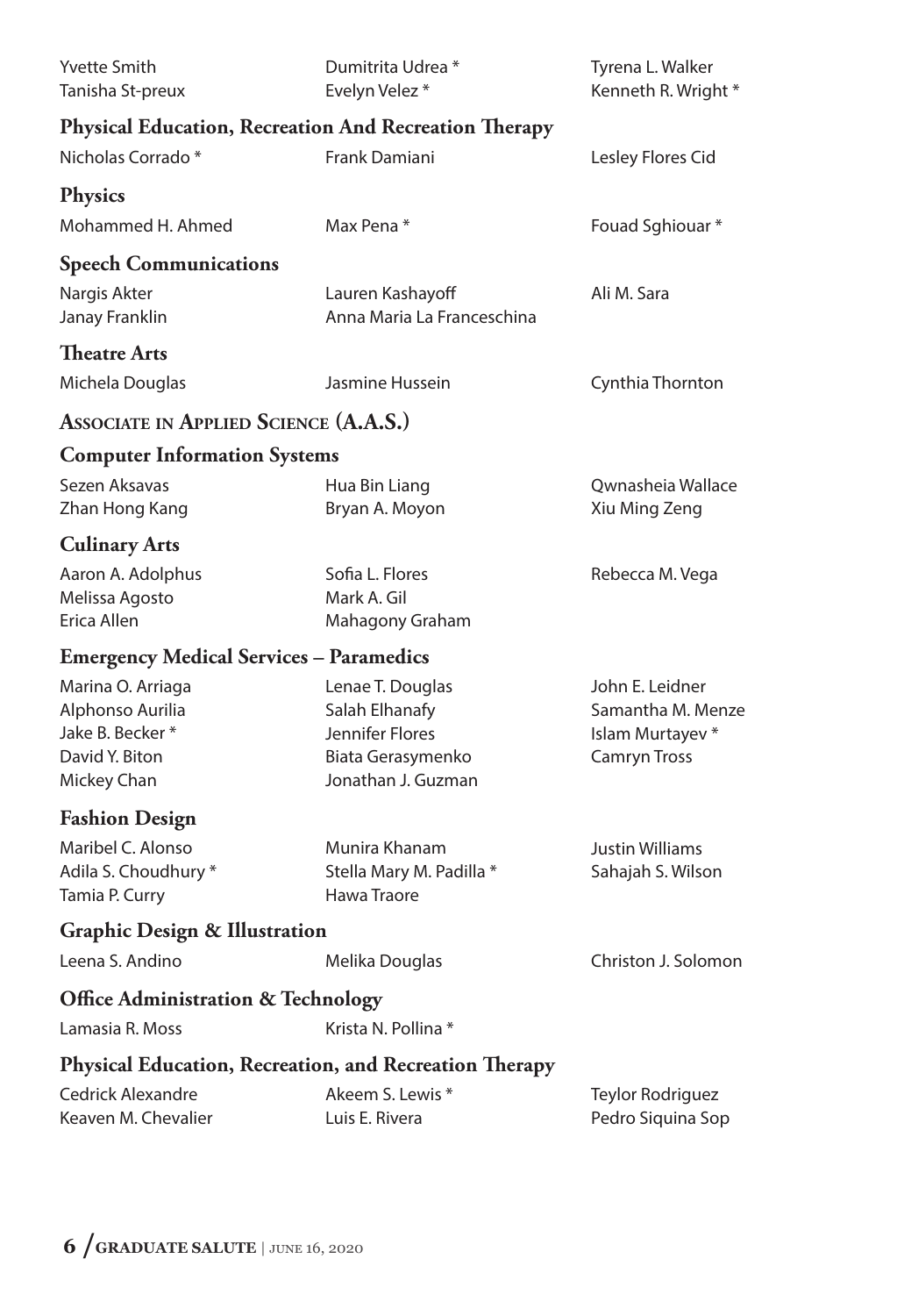Yvette Smith
Tanisha St-preux
Dumitrita Udrea *
Evelyn Velez *
Tyrena L. Walker
Kenneth R. Wright *

### Physical Education, Recreation And Recreation Therapy

Nicholas Corrado *
Frank Damiani
Lesley Flores Cid

### Physics

Mohammed H. Ahmed
Max Pena *
Fouad Sghiouar *

### Speech Communications

Nargis Akter
Janay Franklin
Lauren Kashayoff
Anna Maria La Franceschina
Ali M. Sara

### Theatre Arts

Michela Douglas
Jasmine Hussein
Cynthia Thornton

## Associate in Applied Science (A.A.S.)

### Computer Information Systems

Sezen Aksavas
Zhan Hong Kang
Hua Bin Liang
Bryan A. Moyon
Qwnasheia Wallace
Xiu Ming Zeng

### Culinary Arts

Aaron A. Adolphus
Melissa Agosto
Erica Allen
Sofia L. Flores
Mark A. Gil
Mahagony Graham
Rebecca M. Vega

### Emergency Medical Services – Paramedics

Marina O. Arriaga
Alphonso Aurilia
Jake B. Becker *
David Y. Biton
Mickey Chan
Lenae T. Douglas
Salah Elhanafy
Jennifer Flores
Biata Gerasymenko
Jonathan J. Guzman
John E. Leidner
Samantha M. Menze
Islam Murtayev *
Camryn Tross

### Fashion Design

Maribel C. Alonso
Adila S. Choudhury *
Tamia P. Curry
Munira Khanam
Stella Mary M. Padilla *
Hawa Traore
Justin Williams
Sahajah S. Wilson

### Graphic Design & Illustration

Leena S. Andino
Melika Douglas
Christon J. Solomon

### Office Administration & Technology

Lamasia R. Moss
Krista N. Pollina *

### Physical Education, Recreation, and Recreation Therapy

Cedrick Alexandre
Keaven M. Chevalier
Akeem S. Lewis *
Luis E. Rivera
Teylor Rodriguez
Pedro Siquina Sop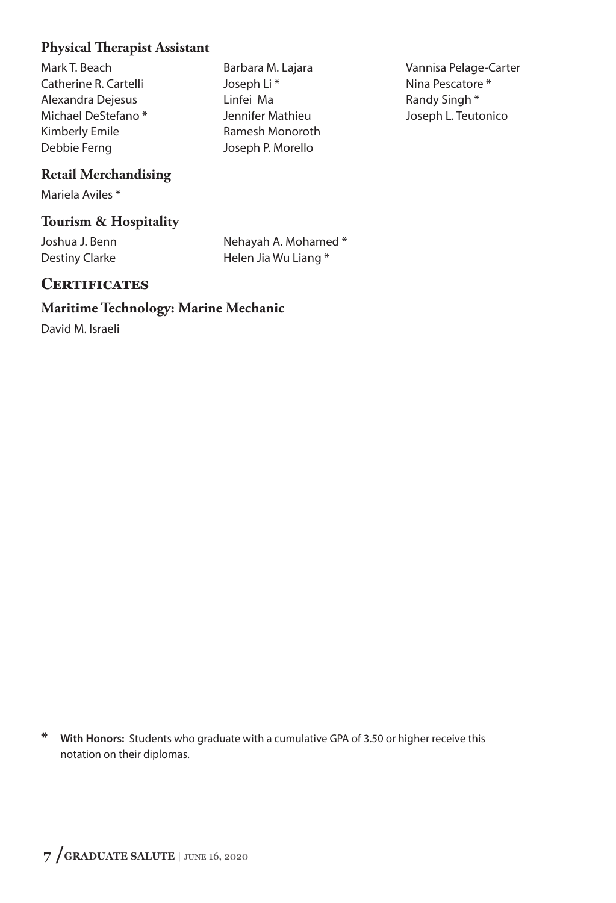### Physical Therapist Assistant

Mark T. Beach
Catherine R. Cartelli
Alexandra Dejesus
Michael DeStefano *
Kimberly Emile
Debbie Ferng
Barbara M. Lajara
Joseph Li *
Linfei Ma
Jennifer Mathieu
Ramesh Monoroth
Joseph P. Morello
Vannisa Pelage-Carter
Nina Pescatore *
Randy Singh *
Joseph L. Teutonico

### Retail Merchandising

Mariela Aviles *

### Tourism & Hospitality

Joshua J. Benn
Destiny Clarke
Nehayah A. Mohamed *
Helen Jia Wu Liang *

## Certificates

### Maritime Technology: Marine Mechanic

David M. Israeli

**\*** **With Honors:** Students who graduate with a cumulative GPA of 3.50 or higher receive this notation on their diplomas.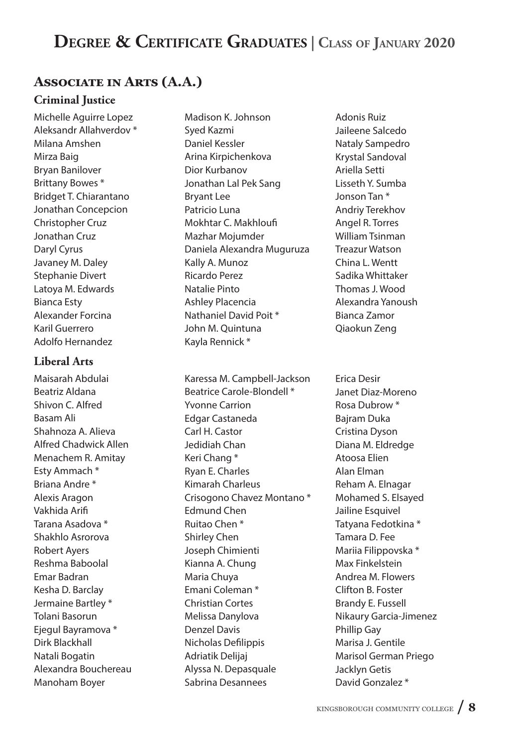# Degree & Certificate Graduates | Class of January 2020

## Associate in Arts (A.A.)

### Criminal Justice

Michelle Aguirre Lopez
Aleksandr Allahverdov *
Milana Amshen
Mirza Baig
Bryan Banilover
Brittany Bowes *
Bridget T. Chiarantano
Jonathan Concepcion
Christopher Cruz
Jonathan Cruz
Daryl Cyrus
Javaney M. Daley
Stephanie Divert
Latoya M. Edwards
Bianca Esty
Alexander Forcina
Karil Guerrero
Adolfo Hernandez
Madison K. Johnson
Syed Kazmi
Daniel Kessler
Arina Kirpichenkova
Dior Kurbanov
Jonathan Lal Pek Sang
Bryant Lee
Patricio Luna
Mokhtar C. Makhloufi
Mazhar Mojumder
Daniela Alexandra Muguruza
Kally A. Munoz
Ricardo Perez
Natalie Pinto
Ashley Placencia
Nathaniel David Poit *
John M. Quintuna
Kayla Rennick *
Adonis Ruiz
Jaileene Salcedo
Nataly Sampedro
Krystal Sandoval
Ariella Setti
Lisseth Y. Sumba
Jonson Tan *
Andriy Terekhov
Angel R. Torres
William Tsinman
Treazur Watson
China L. Wentt
Sadika Whittaker
Thomas J. Wood
Alexandra Yanoush
Bianca Zamor
Qiaokun Zeng

### Liberal Arts

Maisarah Abdulai
Beatriz Aldana
Shivon C. Alfred
Basam Ali
Shahnoza A. Alieva
Alfred Chadwick Allen
Menachem R. Amitay
Esty Ammach *
Briana Andre *
Alexis Aragon
Vakhida Arifi
Tarana Asadova *
Shakhlo Asrorova
Robert Ayers
Reshma Baboolal
Emar Badran
Kesha D. Barclay
Jermaine Bartley *
Tolani Basorun
Ejegul Bayramova *
Dirk Blackhall
Natali Bogatin
Alexandra Bouchereau
Manoham Boyer
Karessa M. Campbell-Jackson
Beatrice Carole-Blondell *
Yvonne Carrion
Edgar Castaneda
Carl H. Castor
Jedidiah Chan
Keri Chang *
Ryan E. Charles
Kimarah Charleus
Crisogono Chavez Montano *
Edmund Chen
Ruitao Chen *
Shirley Chen
Joseph Chimienti
Kianna A. Chung
Maria Chuya
Emani Coleman *
Christian Cortes
Melissa Danylova
Denzel Davis
Nicholas Defilippis
Adriatik Delijaj
Alyssa N. Depasquale
Sabrina Desannees
Erica Desir
Janet Diaz-Moreno
Rosa Dubrow *
Bajram Duka
Cristina Dyson
Diana M. Eldredge
Atoosa Elien
Alan Elman
Reham A. Elnagar
Mohamed S. Elsayed
Jailine Esquivel
Tatyana Fedotkina *
Tamara D. Fee
Mariia Filippovska *
Max Finkelstein
Andrea M. Flowers
Clifton B. Foster
Brandy E. Fussell
Nikaury Garcia-Jimenez
Phillip Gay
Marisa J. Gentile
Marisol German Priego
Jacklyn Getis
David Gonzalez *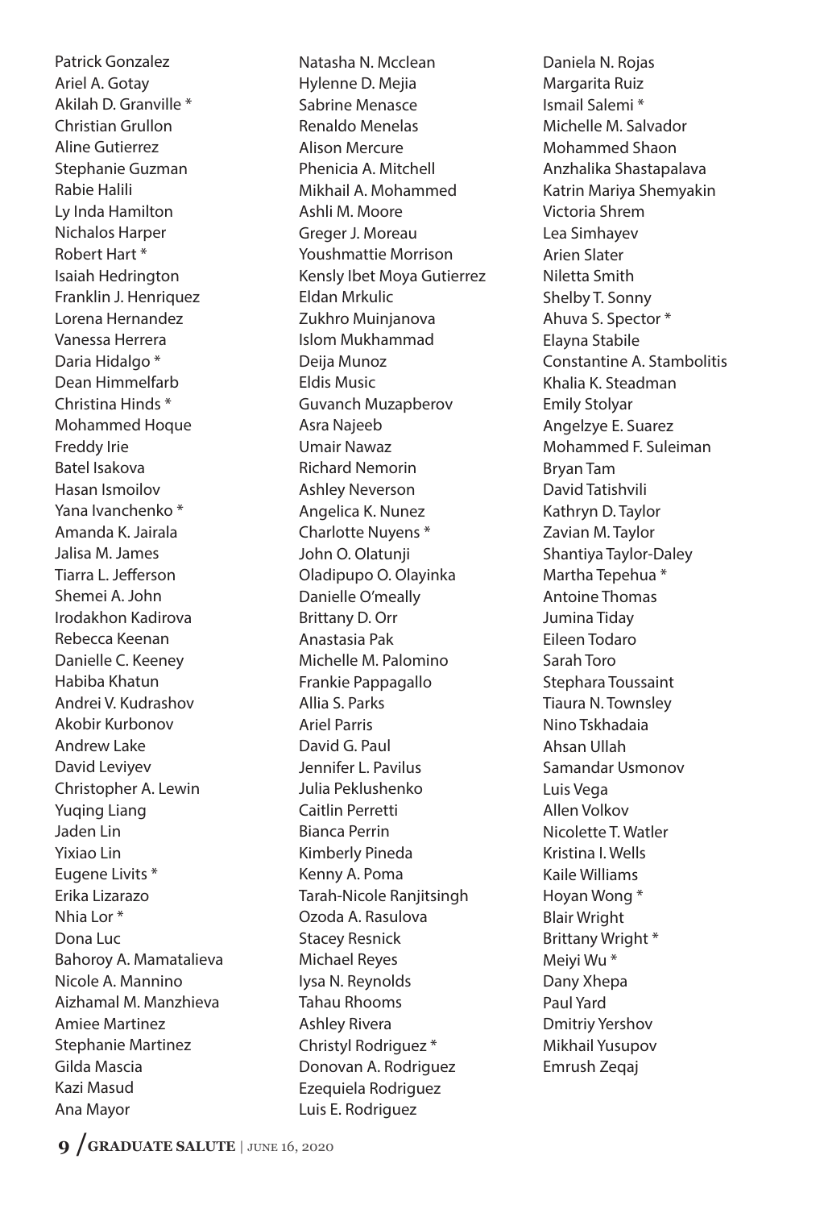Patrick Gonzalez
Ariel A. Gotay
Akilah D. Granville *
Christian Grullon
Aline Gutierrez
Stephanie Guzman
Rabie Halili
Ly Inda Hamilton
Nichalos Harper
Robert Hart *
Isaiah Hedrington
Franklin J. Henriquez
Lorena Hernandez
Vanessa Herrera
Daria Hidalgo *
Dean Himmelfarb
Christina Hinds *
Mohammed Hoque
Freddy Irie
Batel Isakova
Hasan Ismoilov
Yana Ivanchenko *
Amanda K. Jairala
Jalisa M. James
Tiarra L. Jefferson
Shemei A. John
Irodakhon Kadirova
Rebecca Keenan
Danielle C. Keeney
Habiba Khatun
Andrei V. Kudrashov
Akobir Kurbonov
Andrew Lake
David Leviyev
Christopher A. Lewin
Yuqing Liang
Jaden Lin
Yixiao Lin
Eugene Livits *
Erika Lizarazo
Nhia Lor *
Dona Luc
Bahoroy A. Mamatalieva
Nicole A. Mannino
Aizhamal M. Manzhieva
Amiee Martinez
Stephanie Martinez
Gilda Mascia
Kazi Masud
Ana Mayor
Natasha N. Mcclean
Hylenne D. Mejia
Sabrine Menasce
Renaldo Menelas
Alison Mercure
Phenicia A. Mitchell
Mikhail A. Mohammed
Ashli M. Moore
Greger J. Moreau
Youshmattie Morrison
Kensly Ibet Moya Gutierrez
Eldan Mrkulic
Zukhro Muinjanova
Islom Mukhammad
Deija Munoz
Eldis Music
Guvanch Muzapberov
Asra Najeeb
Umair Nawaz
Richard Nemorin
Ashley Neverson
Angelica K. Nunez
Charlotte Nuyens *
John O. Olatunji
Oladipupo O. Olayinka
Danielle O'meally
Brittany D. Orr
Anastasia Pak
Michelle M. Palomino
Frankie Pappagallo
Allia S. Parks
Ariel Parris
David G. Paul
Jennifer L. Pavilus
Julia Peklushenko
Caitlin Perretti
Bianca Perrin
Kimberly Pineda
Kenny A. Poma
Tarah-Nicole Ranjitsingh
Ozoda A. Rasulova
Stacey Resnick
Michael Reyes
Iysa N. Reynolds
Tahau Rhooms
Ashley Rivera
Christyl Rodriguez *
Donovan A. Rodriguez
Ezequiela Rodriguez
Luis E. Rodriguez
Daniela N. Rojas
Margarita Ruiz
Ismail Salemi *
Michelle M. Salvador
Mohammed Shaon
Anzhalika Shastapalava
Katrin Mariya Shemyakin
Victoria Shrem
Lea Simhayev
Arien Slater
Niletta Smith
Shelby T. Sonny
Ahuva S. Spector *
Elayna Stabile
Constantine A. Stambolitis
Khalia K. Steadman
Emily Stolyar
Angelzye E. Suarez
Mohammed F. Suleiman
Bryan Tam
David Tatishvili
Kathryn D. Taylor
Zavian M. Taylor
Shantiya Taylor-Daley
Martha Tepehua *
Antoine Thomas
Jumina Tiday
Eileen Todaro
Sarah Toro
Stephara Toussaint
Tiaura N. Townsley
Nino Tskhadaia
Ahsan Ullah
Samandar Usmonov
Luis Vega
Allen Volkov
Nicolette T. Watler
Kristina I. Wells
Kaile Williams
Hoyan Wong *
Blair Wright
Brittany Wright *
Meiyi Wu *
Dany Xhepa
Paul Yard
Dmitriy Yershov
Mikhail Yusupov
Emrush Zeqaj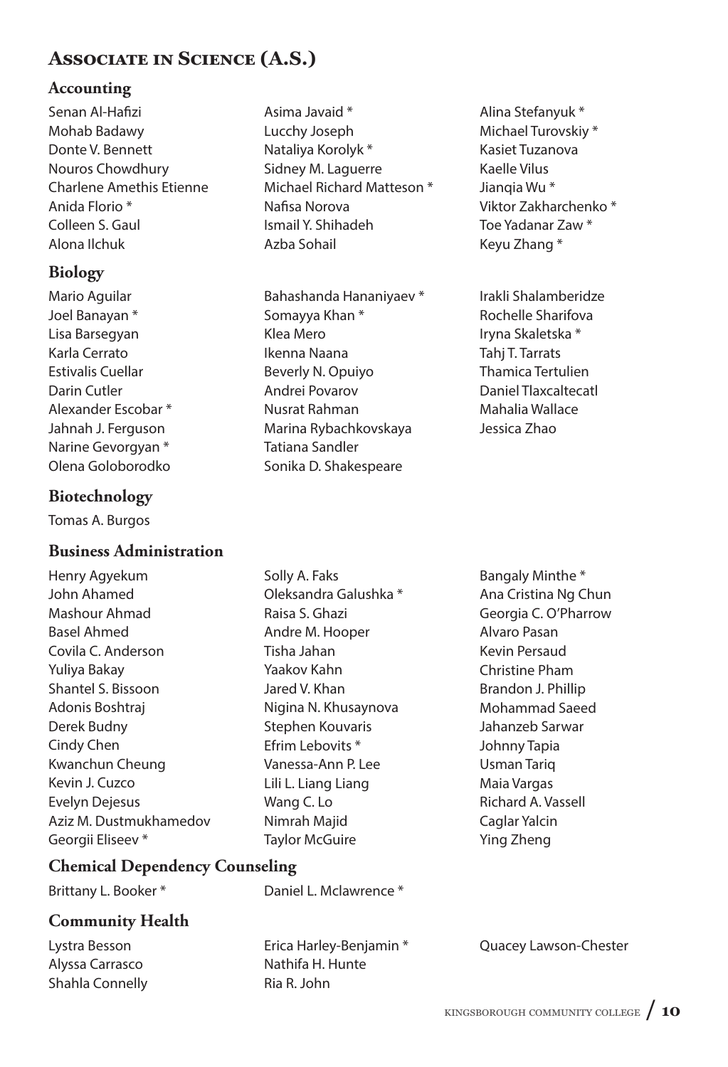## Associate in Science (A.S.)

### Accounting

Senan Al-Hafizi
Mohab Badawy
Donte V. Bennett
Nouros Chowdhury
Charlene Amethis Etienne
Anida Florio *
Colleen S. Gaul
Alona Ilchuk
Asima Javaid *
Lucchy Joseph
Nataliya Korolyk *
Sidney M. Laguerre
Michael Richard Matteson *
Nafisa Norova
Ismail Y. Shihadeh
Azba Sohail
Alina Stefanyuk *
Michael Turovskiy *
Kasiet Tuzanova
Kaelle Vilus
Jianqia Wu *
Viktor Zakharchenko *
Toe Yadanar Zaw *
Keyu Zhang *

### Biology

Mario Aguilar
Joel Banayan *
Lisa Barsegyan
Karla Cerrato
Estivalis Cuellar
Darin Cutler
Alexander Escobar *
Jahnah J. Ferguson
Narine Gevorgyan *
Olena Goloborodko
Bahashanda Hananiyaev *
Somayya Khan *
Klea Mero
Ikenna Naana
Beverly N. Opuiyo
Andrei Povarov
Nusrat Rahman
Marina Rybachkovskaya
Tatiana Sandler
Sonika D. Shakespeare
Irakli Shalamberidze
Rochelle Sharifova
Iryna Skaletska *
Tahj T. Tarrats
Thamica Tertulien
Daniel Tlaxcaltecatl
Mahalia Wallace
Jessica Zhao

### Biotechnology

Tomas A. Burgos

### Business Administration

Henry Agyekum
John Ahamed
Mashour Ahmad
Basel Ahmed
Covila C. Anderson
Yuliya Bakay
Shantel S. Bissoon
Adonis Boshtraj
Derek Budny
Cindy Chen
Kwanchun Cheung
Kevin J. Cuzco
Evelyn Dejesus
Aziz M. Dustmukhamedov
Georgii Eliseev *
Solly A. Faks
Oleksandra Galushka *
Raisa S. Ghazi
Andre M. Hooper
Tisha Jahan
Yaakov Kahn
Jared V. Khan
Nigina N. Khusaynova
Stephen Kouvaris
Efrim Lebovits *
Vanessa-Ann P. Lee
Lili L. Liang Liang
Wang C. Lo
Nimrah Majid
Taylor McGuire
Bangaly Minthe *
Ana Cristina Ng Chun
Georgia C. O'Pharrow
Alvaro Pasan
Kevin Persaud
Christine Pham
Brandon J. Phillip
Mohammad Saeed
Jahanzeb Sarwar
Johnny Tapia
Usman Tariq
Maia Vargas
Richard A. Vassell
Caglar Yalcin
Ying Zheng

### Chemical Dependency Counseling

Brittany L. Booker *
Daniel L. Mclawrence *

### Community Health

Lystra Besson
Alyssa Carrasco
Shahla Connelly
Erica Harley-Benjamin *
Nathifa H. Hunte
Ria R. John
Quacey Lawson-Chester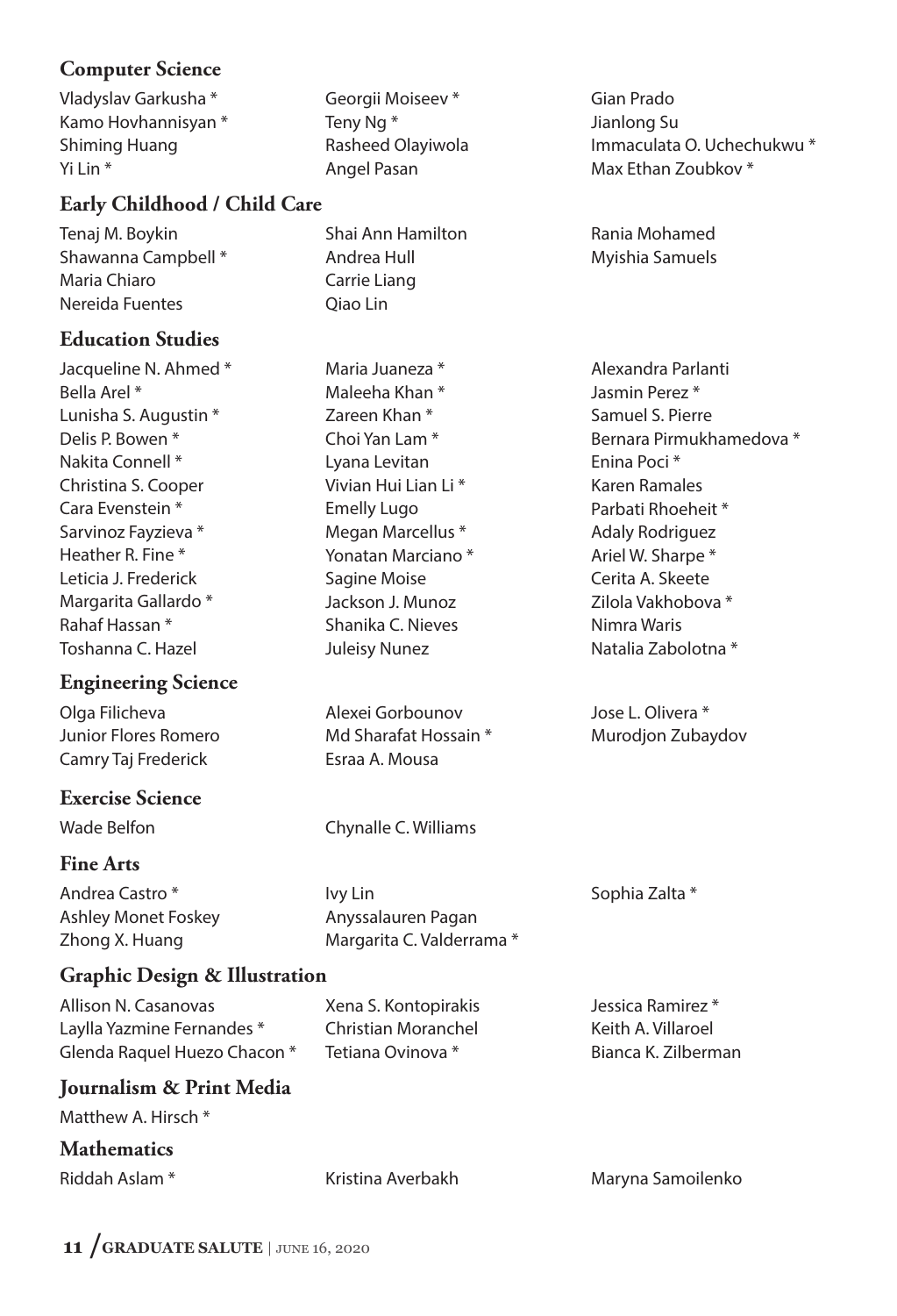## Computer Science

Vladyslav Garkusha *
Kamo Hovhannisyan *
Shiming Huang
Yi Lin *
Georgii Moiseev *
Teny Ng *
Rasheed Olayiwola
Angel Pasan
Gian Prado
Jianlong Su
Immaculata O. Uchechukwu *
Max Ethan Zoubkov *

## Early Childhood / Child Care

Tenaj M. Boykin
Shawanna Campbell *
Maria Chiaro
Nereida Fuentes
Shai Ann Hamilton
Andrea Hull
Carrie Liang
Qiao Lin
Rania Mohamed
Myishia Samuels

## Education Studies

Jacqueline N. Ahmed *
Bella Arel *
Lunisha S. Augustin *
Delis P. Bowen *
Nakita Connell *
Christina S. Cooper
Cara Evenstein *
Sarvinoz Fayzieva *
Heather R. Fine *
Leticia J. Frederick
Margarita Gallardo *
Rahaf Hassan *
Toshanna C. Hazel
Maria Juaneza *
Maleeha Khan *
Zareen Khan *
Choi Yan Lam *
Lyana Levitan
Vivian Hui Lian Li *
Emelly Lugo
Megan Marcellus *
Yonatan Marciano *
Sagine Moise
Jackson J. Munoz
Shanika C. Nieves
Juleisy Nunez
Alexandra Parlanti
Jasmin Perez *
Samuel S. Pierre
Bernara Pirmukhamedova *
Enina Poci *
Karen Ramales
Parbati Rhoeheit *
Adaly Rodriguez
Ariel W. Sharpe *
Cerita A. Skeete
Zilola Vakhobova *
Nimra Waris
Natalia Zabolotna *

## Engineering Science

Olga Filicheva
Junior Flores Romero
Camry Taj Frederick
Alexei Gorbounov
Md Sharafat Hossain *
Esraa A. Mousa
Jose L. Olivera *
Murodjon Zubaydov

## Exercise Science

Wade Belfon
Chynalle C. Williams

## Fine Arts

Andrea Castro *
Ashley Monet Foskey
Zhong X. Huang
Ivy Lin
Anyssalauren Pagan
Margarita C. Valderrama *
Sophia Zalta *

## Graphic Design & Illustration

Allison N. Casanovas
Laylla Yazmine Fernandes *
Glenda Raquel Huezo Chacon *
Xena S. Kontopirakis
Christian Moranchel
Tetiana Ovinova *
Jessica Ramirez *
Keith A. Villaroel
Bianca K. Zilberman

## Journalism & Print Media

Matthew A. Hirsch *

## Mathematics

Riddah Aslam *
Kristina Averbakh
Maryna Samoilenko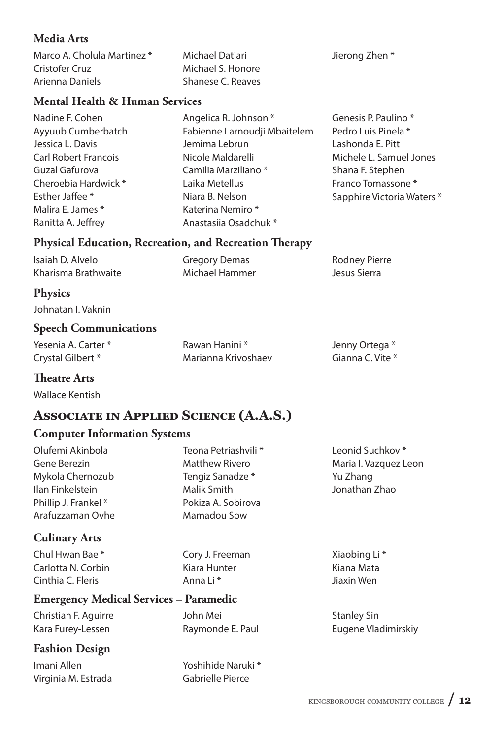### Media Arts

Marco A. Cholula Martinez *
Cristofer Cruz
Arienna Daniels
Michael Datiari
Michael S. Honore
Shanese C. Reaves
Jierong Zhen *

### Mental Health & Human Services

Nadine F. Cohen
Ayyuub Cumberbatch
Jessica L. Davis
Carl Robert Francois
Guzal Gafurova
Cheroebia Hardwick *
Esther Jaffee *
Malira E. James *
Ranitta A. Jeffrey
Angelica R. Johnson *
Fabienne Larnoudji Mbaitelem
Jemima Lebrun
Nicole Maldarelli
Camilia Marziliano *
Laika Metellus
Niara B. Nelson
Katerina Nemiro *
Anastasiia Osadchuk *
Genesis P. Paulino *
Pedro Luis Pinela *
Lashonda E. Pitt
Michele L. Samuel Jones
Shana F. Stephen
Franco Tomassone *
Sapphire Victoria Waters *

### Physical Education, Recreation, and Recreation Therapy

Isaiah D. Alvelo
Kharisma Brathwaite
Gregory Demas
Michael Hammer
Rodney Pierre
Jesus Sierra

### Physics

Johnatan I. Vaknin

### Speech Communications

Yesenia A. Carter *
Crystal Gilbert *
Rawan Hanini *
Marianna Krivoshaev
Jenny Ortega *
Gianna C. Vite *

### Theatre Arts

Wallace Kentish

## Associate in Applied Science (A.A.S.)

### Computer Information Systems

Olufemi Akinbola
Gene Berezin
Mykola Chernozub
Ilan Finkelstein
Phillip J. Frankel *
Arafuzzaman Ovhe
Teona Petriashvili *
Matthew Rivero
Tengiz Sanadze *
Malik Smith
Pokiza A. Sobirova
Mamadou Sow
Leonid Suchkov *
Maria I. Vazquez Leon
Yu Zhang
Jonathan Zhao

### Culinary Arts

Chul Hwan Bae *
Carlotta N. Corbin
Cinthia C. Fleris
Cory J. Freeman
Kiara Hunter
Anna Li *
Xiaobing Li *
Kiana Mata
Jiaxin Wen

### Emergency Medical Services – Paramedic

Christian F. Aguirre
Kara Furey-Lessen
John Mei
Raymonde E. Paul
Stanley Sin
Eugene Vladimirskiy

### Fashion Design

Imani Allen
Virginia M. Estrada
Yoshihide Naruki *
Gabrielle Pierce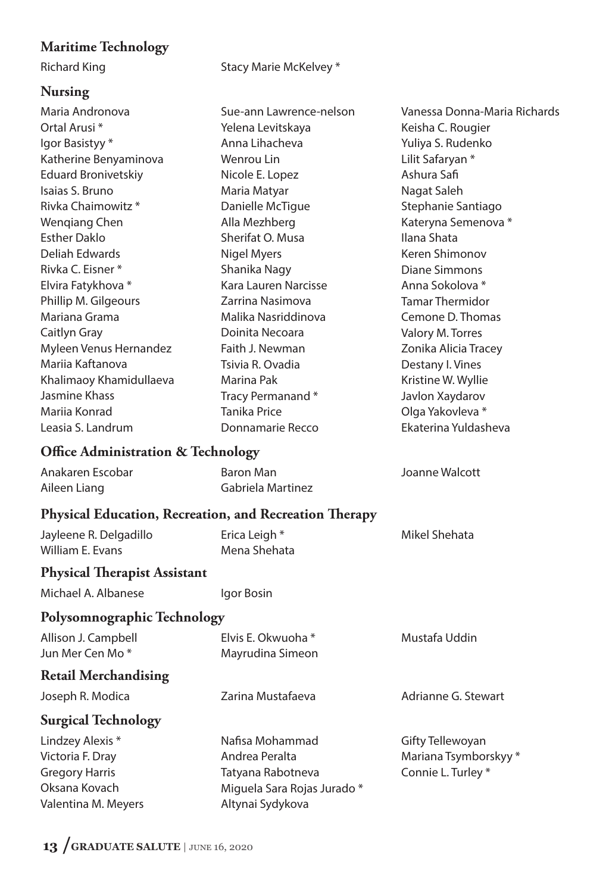## Maritime Technology

Richard King
Stacy Marie McKelvey *

## Nursing

Maria Andronova
Ortal Arusi *
Igor Basistyy *
Katherine Benyaminova
Eduard Bronivetskiy
Isaias S. Bruno
Rivka Chaimowitz *
Wenqiang Chen
Esther Daklo
Deliah Edwards
Rivka C. Eisner *
Elvira Fatykhova *
Phillip M. Gilgeours
Mariana Grama
Caitlyn Gray
Myleen Venus Hernandez
Mariia Kaftanova
Khalimaoy Khamidullaeva
Jasmine Khass
Mariia Konrad
Leasia S. Landrum
Sue-ann Lawrence-nelson
Yelena Levitskaya
Anna Lihacheva
Wenrou Lin
Nicole E. Lopez
Maria Matyar
Danielle McTigue
Alla Mezhberg
Sherifat O. Musa
Nigel Myers
Shanika Nagy
Kara Lauren Narcisse
Zarrina Nasimova
Malika Nasriddinova
Doinita Necoara
Faith J. Newman
Tsivia R. Ovadia
Marina Pak
Tracy Permanand *
Tanika Price
Donnamarie Recco
Vanessa Donna-Maria Richards
Keisha C. Rougier
Yuliya S. Rudenko
Lilit Safaryan *
Ashura Safi
Nagat Saleh
Stephanie Santiago
Kateryna Semenova *
Ilana Shata
Keren Shimonov
Diane Simmons
Anna Sokolova *
Tamar Thermidor
Cemone D. Thomas
Valory M. Torres
Zonika Alicia Tracey
Destany I. Vines
Kristine W. Wyllie
Javlon Xaydarov
Olga Yakovleva *
Ekaterina Yuldasheva

## Office Administration & Technology

Anakaren Escobar
Aileen Liang
Baron Man
Gabriela Martinez
Joanne Walcott

## Physical Education, Recreation, and Recreation Therapy

Jayleene R. Delgadillo
William E. Evans
Erica Leigh *
Mena Shehata
Mikel Shehata

## Physical Therapist Assistant

Michael A. Albanese
Igor Bosin

## Polysomnographic Technology

Allison J. Campbell
Jun Mer Cen Mo *
Elvis E. Okwuoha *
Mayrudina Simeon
Mustafa Uddin

## Retail Merchandising

Joseph R. Modica
Zarina Mustafaeva
Adrianne G. Stewart

## Surgical Technology

Lindzey Alexis *
Victoria F. Dray
Gregory Harris
Oksana Kovach
Valentina M. Meyers
Nafisa Mohammad
Andrea Peralta
Tatyana Rabotneva
Miguela Sara Rojas Jurado *
Altynai Sydykova
Gifty Tellewoyan
Mariana Tsymborskyy *
Connie L. Turley *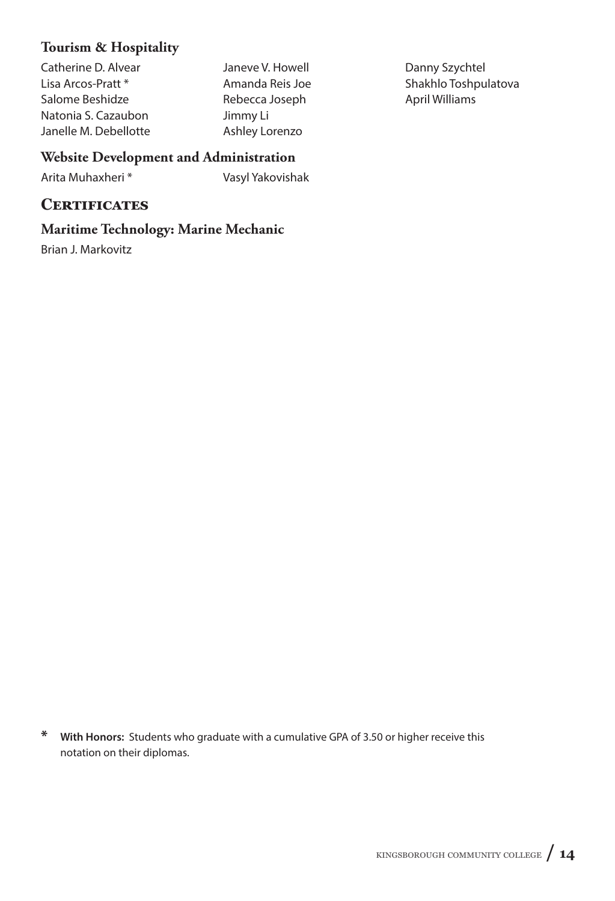### Tourism & Hospitality

Catherine D. Alvear
Lisa Arcos-Pratt *
Salome Beshidze
Natonia S. Cazaubon
Janelle M. Debellotte
Janeve V. Howell
Amanda Reis Joe
Rebecca Joseph
Jimmy Li
Ashley Lorenzo
Danny Szychtel
Shakhlo Toshpulatova
April Williams

### Website Development and Administration

Arita Muhaxheri *
Vasyl Yakovishak

## Certificates

### Maritime Technology: Marine Mechanic

Brian J. Markovitz

* **With Honors:** Students who graduate with a cumulative GPA of 3.50 or higher receive this notation on their diplomas.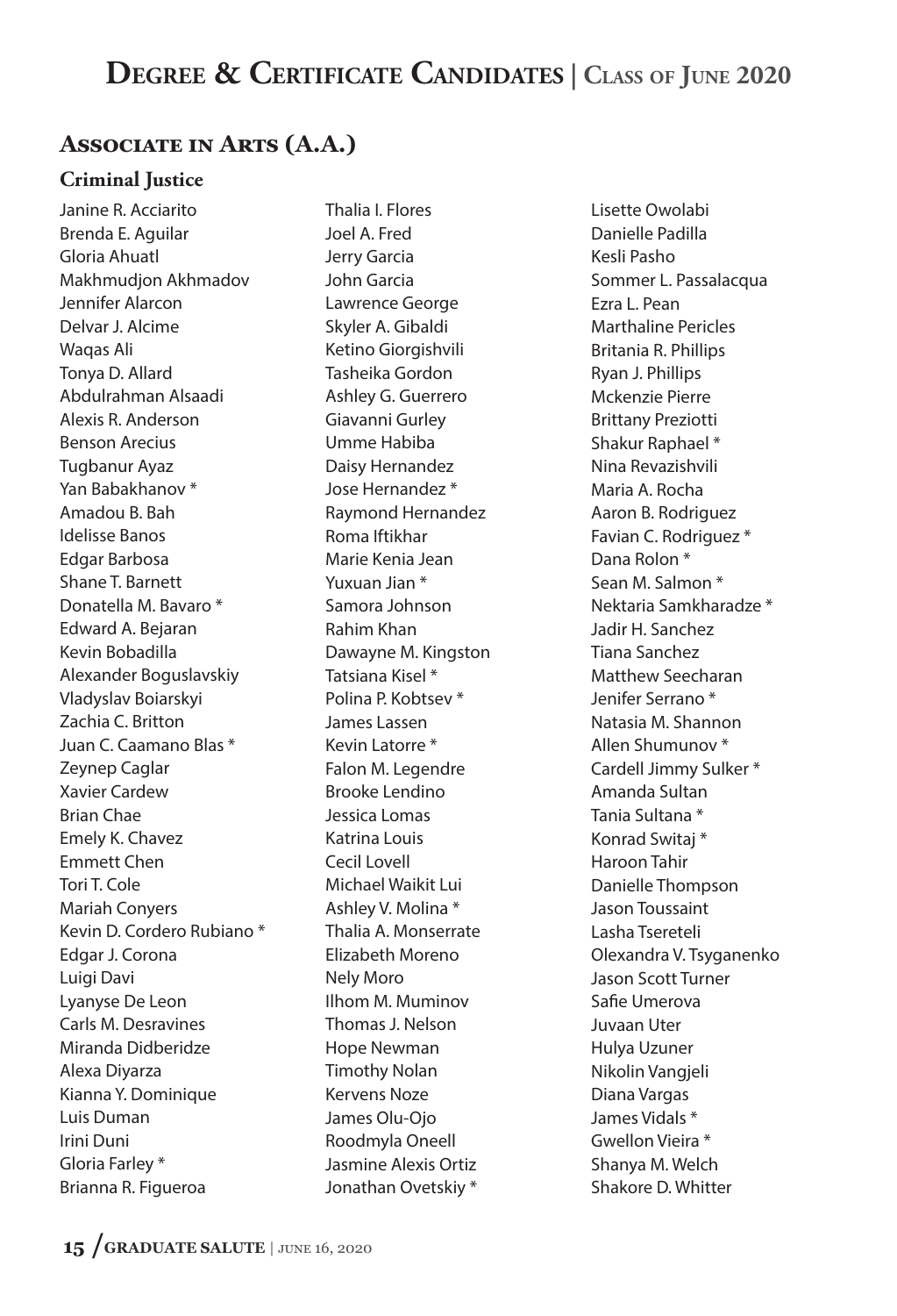# Degree & Certificate Candidates | Class of June 2020

## Associate in Arts (A.A.)

### Criminal Justice

Janine R. Acciarito
Brenda E. Aguilar
Gloria Ahuatl
Makhmudjon Akhmadov
Jennifer Alarcon
Delvar J. Alcime
Waqas Ali
Tonya D. Allard
Abdulrahman Alsaadi
Alexis R. Anderson
Benson Arecius
Tugbanur Ayaz
Yan Babakhanov *
Amadou B. Bah
Idelisse Banos
Edgar Barbosa
Shane T. Barnett
Donatella M. Bavaro *
Edward A. Bejaran
Kevin Bobadilla
Alexander Boguslavskiy
Vladyslav Boiarskyi
Zachia C. Britton
Juan C. Caamano Blas *
Zeynep Caglar
Xavier Cardew
Brian Chae
Emely K. Chavez
Emmett Chen
Tori T. Cole
Mariah Conyers
Kevin D. Cordero Rubiano *
Edgar J. Corona
Luigi Davi
Lyanyse De Leon
Carls M. Desravines
Miranda Didberidze
Alexa Diyarza
Kianna Y. Dominique
Luis Duman
Irini Duni
Gloria Farley *
Brianna R. Figueroa
Thalia I. Flores
Joel A. Fred
Jerry Garcia
John Garcia
Lawrence George
Skyler A. Gibaldi
Ketino Giorgishvili
Tasheika Gordon
Ashley G. Guerrero
Giavanni Gurley
Umme Habiba
Daisy Hernandez
Jose Hernandez *
Raymond Hernandez
Roma Iftikhar
Marie Kenia Jean
Yuxuan Jian *
Samora Johnson
Rahim Khan
Dawayne M. Kingston
Tatsiana Kisel *
Polina P. Kobtsev *
James Lassen
Kevin Latorre *
Falon M. Legendre
Brooke Lendino
Jessica Lomas
Katrina Louis
Cecil Lovell
Michael Waikit Lui
Ashley V. Molina *
Thalia A. Monserrate
Elizabeth Moreno
Nely Moro
Ilhom M. Muminov
Thomas J. Nelson
Hope Newman
Timothy Nolan
Kervens Noze
James Olu-Ojo
Roodmyla Oneell
Jasmine Alexis Ortiz
Jonathan Ovetskiy *
Lisette Owolabi
Danielle Padilla
Kesli Pasho
Sommer L. Passalacqua
Ezra L. Pean
Marthaline Pericles
Britania R. Phillips
Ryan J. Phillips
Mckenzie Pierre
Brittany Preziotti
Shakur Raphael *
Nina Revazishvili
Maria A. Rocha
Aaron B. Rodriguez
Favian C. Rodriguez *
Dana Rolon *
Sean M. Salmon *
Nektaria Samkharadze *
Jadir H. Sanchez
Tiana Sanchez
Matthew Seecharan
Jenifer Serrano *
Natasia M. Shannon
Allen Shumunov *
Cardell Jimmy Sulker *
Amanda Sultan
Tania Sultana *
Konrad Switaj *
Haroon Tahir
Danielle Thompson
Jason Toussaint
Lasha Tsereteli
Olexandra V. Tsyganenko
Jason Scott Turner
Safie Umerova
Juvaan Uter
Hulya Uzuner
Nikolin Vangjeli
Diana Vargas
James Vidals *
Gwellon Vieira *
Shanya M. Welch
Shakore D. Whitter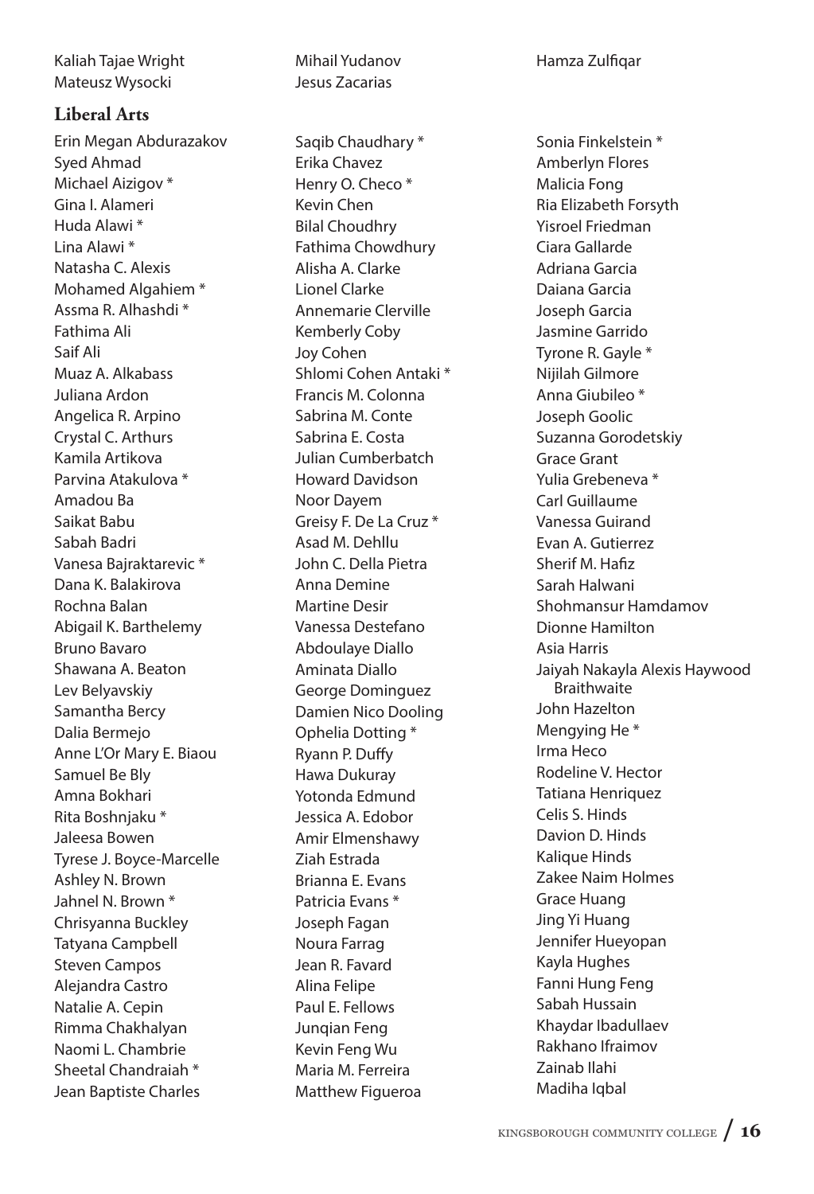Kaliah Tajae Wright
Mateusz Wysocki
Mihail Yudanov
Jesus Zacarias
Hamza Zulfiqar

### Liberal Arts

Erin Megan Abdurazakov
Syed Ahmad
Michael Aizigov *
Gina I. Alameri
Huda Alawi *
Lina Alawi *
Natasha C. Alexis
Mohamed Algahiem *
Assma R. Alhashdi *
Fathima Ali
Saif Ali
Muaz A. Alkabass
Juliana Ardon
Angelica R. Arpino
Crystal C. Arthurs
Kamila Artikova
Parvina Atakulova *
Amadou Ba
Saikat Babu
Sabah Badri
Vanesa Bajraktarevic *
Dana K. Balakirova
Rochna Balan
Abigail K. Barthelemy
Bruno Bavaro
Shawana A. Beaton
Lev Belyavskiy
Samantha Bercy
Dalia Bermejo
Anne L'Or Mary E. Biaou
Samuel Be Bly
Amna Bokhari
Rita Boshnjaku *
Jaleesa Bowen
Tyrese J. Boyce-Marcelle
Ashley N. Brown
Jahnel N. Brown *
Chrisyanna Buckley
Tatyana Campbell
Steven Campos
Alejandra Castro
Natalie A. Cepin
Rimma Chakhalyan
Naomi L. Chambrie
Sheetal Chandraiah *
Jean Baptiste Charles
Saqib Chaudhary *
Erika Chavez
Henry O. Checo *
Kevin Chen
Bilal Choudhry
Fathima Chowdhury
Alisha A. Clarke
Lionel Clarke
Annemarie Clerville
Kemberly Coby
Joy Cohen
Shlomi Cohen Antaki *
Francis M. Colonna
Sabrina M. Conte
Sabrina E. Costa
Julian Cumberbatch
Howard Davidson
Noor Dayem
Greisy F. De La Cruz *
Asad M. Dehllu
John C. Della Pietra
Anna Demine
Martine Desir
Vanessa Destefano
Abdoulaye Diallo
Aminata Diallo
George Dominguez
Damien Nico Dooling
Ophelia Dotting *
Ryann P. Duffy
Hawa Dukuray
Yotonda Edmund
Jessica A. Edobor
Amir Elmenshawy
Ziah Estrada
Brianna E. Evans
Patricia Evans *
Joseph Fagan
Noura Farrag
Jean R. Favard
Alina Felipe
Paul E. Fellows
Junqian Feng
Kevin Feng Wu
Maria M. Ferreira
Matthew Figueroa
Sonia Finkelstein *
Amberlyn Flores
Malicia Fong
Ria Elizabeth Forsyth
Yisroel Friedman
Ciara Gallarde
Adriana Garcia
Daiana Garcia
Joseph Garcia
Jasmine Garrido
Tyrone R. Gayle *
Nijilah Gilmore
Anna Giubileo *
Joseph Goolic
Suzanna Gorodetskiy
Grace Grant
Yulia Grebeneva *
Carl Guillaume
Vanessa Guirand
Evan A. Gutierrez
Sherif M. Hafiz
Sarah Halwani
Shohmansur Hamdamov
Dionne Hamilton
Asia Harris
Jaiyah Nakayla Alexis Haywood Braithwaite
John Hazelton
Mengying He *
Irma Heco
Rodeline V. Hector
Tatiana Henriquez
Celis S. Hinds
Davion D. Hinds
Kalique Hinds
Zakee Naim Holmes
Grace Huang
Jing Yi Huang
Jennifer Hueyopan
Kayla Hughes
Fanni Hung Feng
Sabah Hussain
Khaydar Ibadullaev
Rakhano Ifraimov
Zainab Ilahi
Madiha Iqbal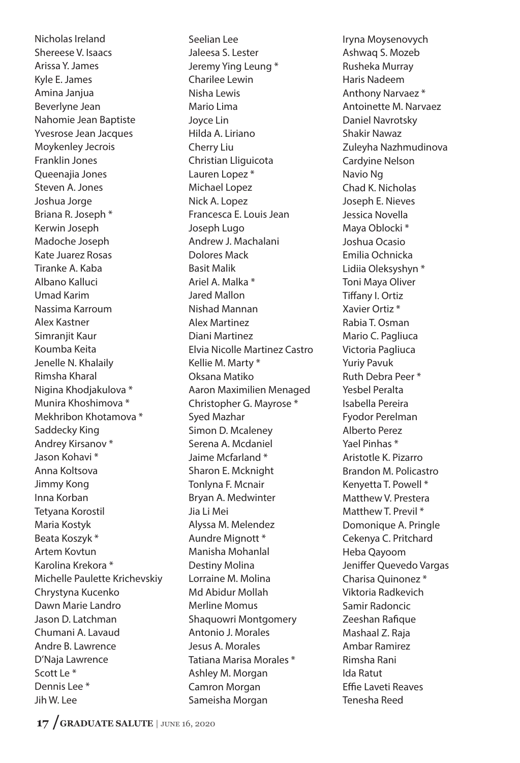Nicholas Ireland
Shereese V. Isaacs
Arissa Y. James
Kyle E. James
Amina Janjua
Beverlyne Jean
Nahomie Jean Baptiste
Yvesrose Jean Jacques
Moykenley Jecrois
Franklin Jones
Queenajia Jones
Steven A. Jones
Joshua Jorge
Briana R. Joseph *
Kerwin Joseph
Madoche Joseph
Kate Juarez Rosas
Tiranke A. Kaba
Albano Kalluci
Umad Karim
Nassima Karroum
Alex Kastner
Simranjit Kaur
Koumba Keita
Jenelle N. Khalaily
Rimsha Kharal
Nigina Khodjakulova *
Munira Khoshimova *
Mekhribon Khotamova *
Saddecky King
Andrey Kirsanov *
Jason Kohavi *
Anna Koltsova
Jimmy Kong
Inna Korban
Tetyana Korostil
Maria Kostyk
Beata Koszyk *
Artem Kovtun
Karolina Krekora *
Michelle Paulette Krichevskiy
Chrystyna Kucenko
Dawn Marie Landro
Jason D. Latchman
Chumani A. Lavaud
Andre B. Lawrence
D'Naja Lawrence
Scott Le *
Dennis Lee *
Jih W. Lee
Seelian Lee
Jaleesa S. Lester
Jeremy Ying Leung *
Charilee Lewin
Nisha Lewis
Mario Lima
Joyce Lin
Hilda A. Liriano
Cherry Liu
Christian Lliguicota
Lauren Lopez *
Michael Lopez
Nick A. Lopez
Francesca E. Louis Jean
Joseph Lugo
Andrew J. Machalani
Dolores Mack
Basit Malik
Ariel A. Malka *
Jared Mallon
Nishad Mannan
Alex Martinez
Diani Martinez
Elvia Nicolle Martinez Castro
Kellie M. Marty *
Oksana Matiko
Aaron Maximilien Menaged
Christopher G. Mayrose *
Syed Mazhar
Simon D. Mcaleney
Serena A. Mcdaniel
Jaime Mcfarland *
Sharon E. Mcknight
Tonlyna F. Mcnair
Bryan A. Medwinter
Jia Li Mei
Alyssa M. Melendez
Aundre Mignott *
Manisha Mohanlal
Destiny Molina
Lorraine M. Molina
Md Abidur Mollah
Merline Momus
Shaquowri Montgomery
Antonio J. Morales
Jesus A. Morales
Tatiana Marisa Morales *
Ashley M. Morgan
Camron Morgan
Sameisha Morgan
Iryna Moysenovych
Ashwaq S. Mozeb
Rusheka Murray
Haris Nadeem
Anthony Narvaez *
Antoinette M. Narvaez
Daniel Navrotsky
Shakir Nawaz
Zuleyha Nazhmudinova
Cardyine Nelson
Navio Ng
Chad K. Nicholas
Joseph E. Nieves
Jessica Novella
Maya Oblocki *
Joshua Ocasio
Emilia Ochnicka
Lidiia Oleksyshyn *
Toni Maya Oliver
Tiffany I. Ortiz
Xavier Ortiz *
Rabia T. Osman
Mario C. Pagliuca
Victoria Pagliuca
Yuriy Pavuk
Ruth Debra Peer *
Yesbel Peralta
Isabella Pereira
Fyodor Perelman
Alberto Perez
Yael Pinhas *
Aristotle K. Pizarro
Brandon M. Policastro
Kenyetta T. Powell *
Matthew V. Prestera
Matthew T. Previl *
Domonique A. Pringle
Cekenya C. Pritchard
Heba Qayoom
Jeniffer Quevedo Vargas
Charisa Quinonez *
Viktoria Radkevich
Samir Radoncic
Zeeshan Rafique
Mashaal Z. Raja
Ambar Ramirez
Rimsha Rani
Ida Ratut
Effie Laveti Reaves
Tenesha Reed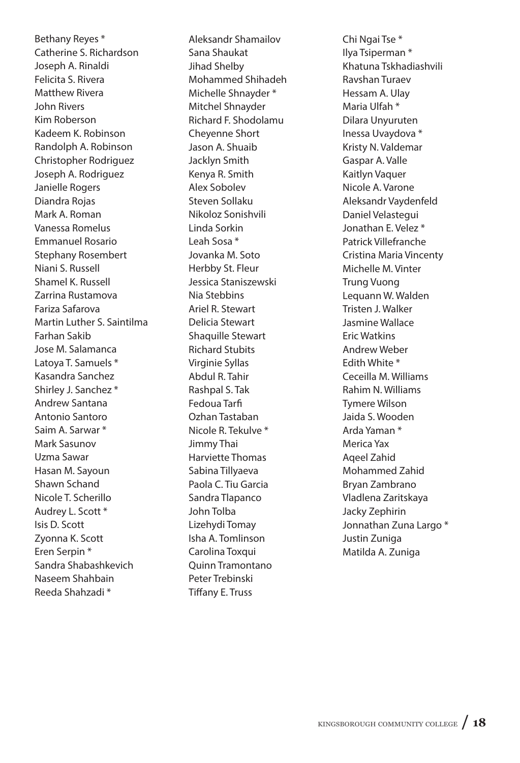Bethany Reyes *
Catherine S. Richardson
Joseph A. Rinaldi
Felicita S. Rivera
Matthew Rivera
John Rivers
Kim Roberson
Kadeem K. Robinson
Randolph A. Robinson
Christopher Rodriguez
Joseph A. Rodriguez
Janielle Rogers
Diandra Rojas
Mark A. Roman
Vanessa Romelus
Emmanuel Rosario
Stephany Rosembert
Niani S. Russell
Shamel K. Russell
Zarrina Rustamova
Fariza Safarova
Martin Luther S. Saintilma
Farhan Sakib
Jose M. Salamanca
Latoya T. Samuels *
Kasandra Sanchez
Shirley J. Sanchez *
Andrew Santana
Antonio Santoro
Saim A. Sarwar *
Mark Sasunov
Uzma Sawar
Hasan M. Sayoun
Shawn Schand
Nicole T. Scherillo
Audrey L. Scott *
Isis D. Scott
Zyonna K. Scott
Eren Serpin *
Sandra Shabashkevich
Naseem Shahbain
Reeda Shahzadi *
Aleksandr Shamailov
Sana Shaukat
Jihad Shelby
Mohammed Shihadeh
Michelle Shnayder *
Mitchel Shnayder
Richard F. Shodolamu
Cheyenne Short
Jason A. Shuaib
Jacklyn Smith
Kenya R. Smith
Alex Sobolev
Steven Sollaku
Nikoloz Sonishvili
Linda Sorkin
Leah Sosa *
Jovanka M. Soto
Herbby St. Fleur
Jessica Staniszewski
Nia Stebbins
Ariel R. Stewart
Delicia Stewart
Shaquille Stewart
Richard Stubits
Virginie Syllas
Abdul R. Tahir
Rashpal S. Tak
Fedoua Tarfi
Ozhan Tastaban
Nicole R. Tekulve *
Jimmy Thai
Harviette Thomas
Sabina Tillyaeva
Paola C. Tiu Garcia
Sandra Tlapanco
John Tolba
Lizehydi Tomay
Isha A. Tomlinson
Carolina Toxqui
Quinn Tramontano
Peter Trebinski
Tiffany E. Truss
Chi Ngai Tse *
Ilya Tsiperman *
Khatuna Tskhadiashvili
Ravshan Turaev
Hessam A. Ulay
Maria Ulfah *
Dilara Unyuruten
Inessa Uvaydova *
Kristy N. Valdemar
Gaspar A. Valle
Kaitlyn Vaquer
Nicole A. Varone
Aleksandr Vaydenfeld
Daniel Velastegui
Jonathan E. Velez *
Patrick Villefranche
Cristina Maria Vincenty
Michelle M. Vinter
Trung Vuong
Lequann W. Walden
Tristen J. Walker
Jasmine Wallace
Eric Watkins
Andrew Weber
Edith White *
Ceceilla M. Williams
Rahim N. Williams
Tymere Wilson
Jaida S. Wooden
Arda Yaman *
Merica Yax
Aqeel Zahid
Mohammed Zahid
Bryan Zambrano
Vladlena Zaritskaya
Jacky Zephirin
Jonnathan Zuna Largo *
Justin Zuniga
Matilda A. Zuniga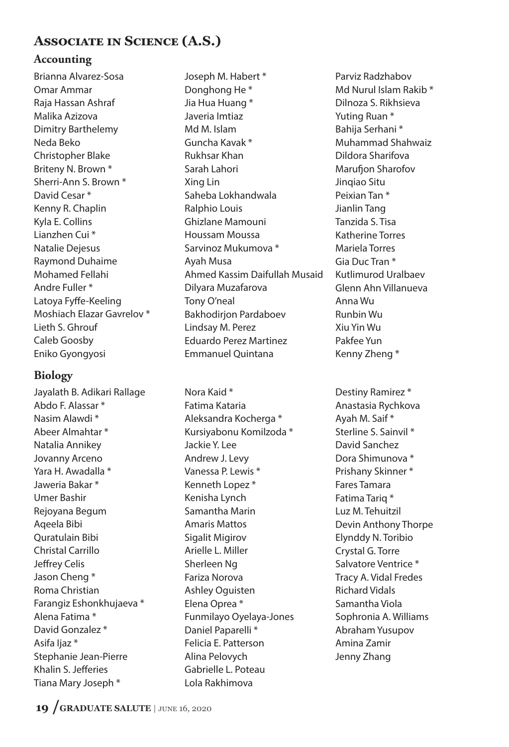## Associate in Science (A.S.)

### Accounting

Brianna Alvarez-Sosa
Omar Ammar
Raja Hassan Ashraf
Malika Azizova
Dimitry Barthelemy
Neda Beko
Christopher Blake
Briteny N. Brown *
Sherri-Ann S. Brown *
David Cesar *
Kenny R. Chaplin
Kyla E. Collins
Lianzhen Cui *
Natalie Dejesus
Raymond Duhaime
Mohamed Fellahi
Andre Fuller *
Latoya Fyffe-Keeling
Moshiach Elazar Gavrelov *
Lieth S. Ghrouf
Caleb Goosby
Eniko Gyongyosi
Joseph M. Habert *
Donghong He *
Jia Hua Huang *
Javeria Imtiaz
Md M. Islam
Guncha Kavak *
Rukhsar Khan
Sarah Lahori
Xing Lin
Saheba Lokhandwala
Ralphio Louis
Ghizlane Mamouni
Houssam Moussa
Sarvinoz Mukumova *
Ayah Musa
Ahmed Kassim Daifullah Musaid
Dilyara Muzafarova
Tony O'neal
Bakhodirjon Pardaboev
Lindsay M. Perez
Eduardo Perez Martinez
Emmanuel Quintana
Parviz Radzhabov
Md Nurul Islam Rakib *
Dilnoza S. Rikhsieva
Yuting Ruan *
Bahija Serhani *
Muhammad Shahwaiz
Dildora Sharifova
Marufjon Sharofov
Jinqiao Situ
Peixian Tan *
Jianlin Tang
Tanzida S. Tisa
Katherine Torres
Mariela Torres
Gia Duc Tran *
Kutlimurod Uralbaev
Glenn Ahn Villanueva
Anna Wu
Runbin Wu
Xiu Yin Wu
Pakfee Yun
Kenny Zheng *

### Biology

Jayalath B. Adikari Rallage
Abdo F. Alassar *
Nasim Alawdi *
Abeer Almahtar *
Natalia Annikey
Jovanny Arceno
Yara H. Awadalla *
Jaweria Bakar *
Umer Bashir
Rejoyana Begum
Aqeela Bibi
Quratulain Bibi
Christal Carrillo
Jeffrey Celis
Jason Cheng *
Roma Christian
Farangiz Eshonkhujaeva *
Alena Fatima *
David Gonzalez *
Asifa Ijaz *
Stephanie Jean-Pierre
Khalin S. Jefferies
Tiana Mary Joseph *
Nora Kaid *
Fatima Kataria
Aleksandra Kocherga *
Kursiyabonu Komilzoda *
Jackie Y. Lee
Andrew J. Levy
Vanessa P. Lewis *
Kenneth Lopez *
Kenisha Lynch
Samantha Marin
Amaris Mattos
Sigalit Migirov
Arielle L. Miller
Sherleen Ng
Fariza Norova
Ashley Oguisten
Elena Oprea *
Funmilayo Oyelaya-Jones
Daniel Paparelli *
Felicia E. Patterson
Alina Pelovych
Gabrielle L. Poteau
Lola Rakhimova
Destiny Ramirez *
Anastasia Rychkova
Ayah M. Saif *
Sterline S. Sainvil *
David Sanchez
Dora Shimunova *
Prishany Skinner *
Fares Tamara
Fatima Tariq *
Luz M. Tehuitzil
Devin Anthony Thorpe
Elynddy N. Toribio
Crystal G. Torre
Salvatore Ventrice *
Tracy A. Vidal Fredes
Richard Vidals
Samantha Viola
Sophronia A. Williams
Abraham Yusupov
Amina Zamir
Jenny Zhang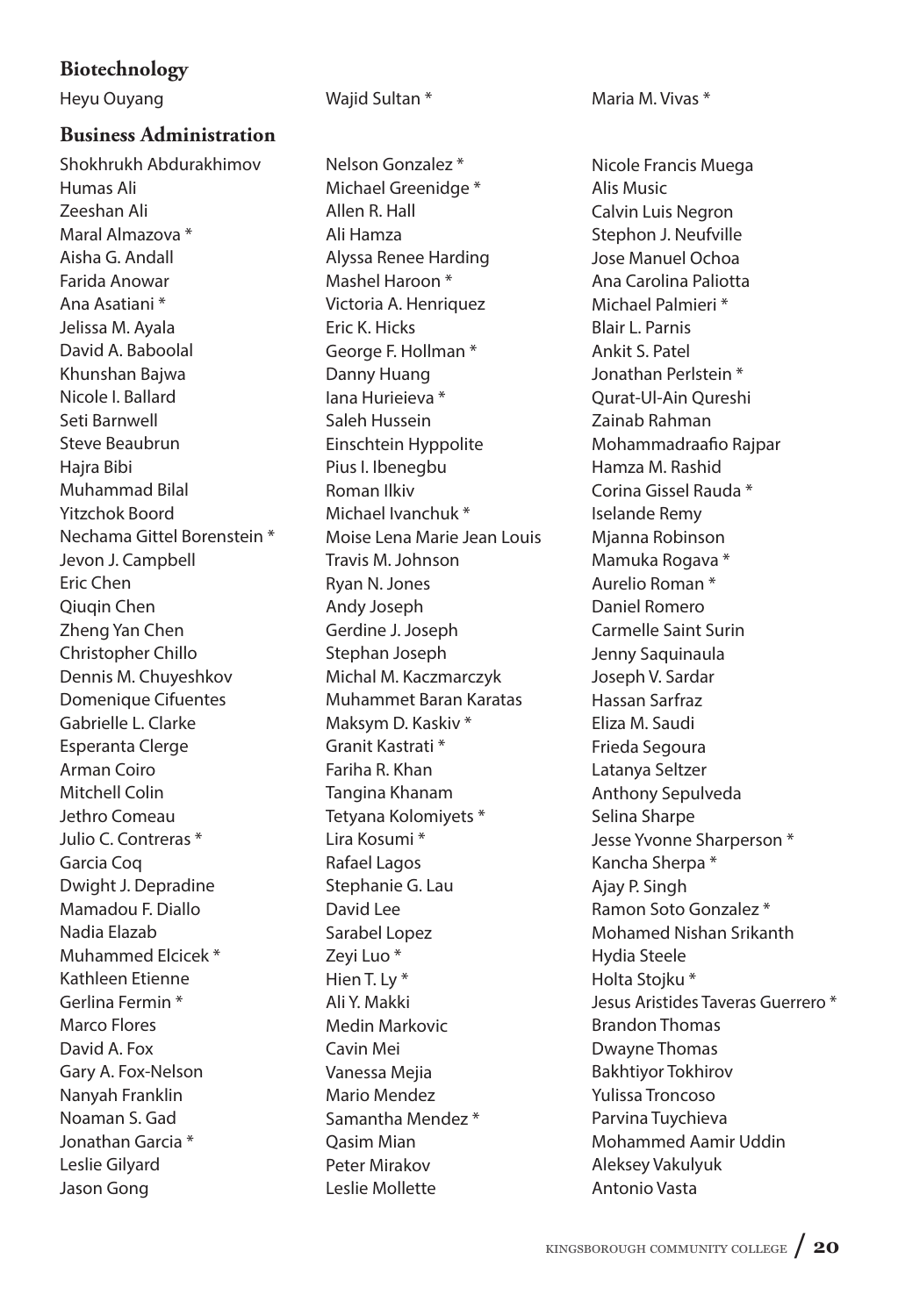## Biotechnology

Heyu Ouyang
Wajid Sultan *
Maria M. Vivas *

## Business Administration

Shokhrukh Abdurakhimov
Humas Ali
Zeeshan Ali
Maral Almazova *
Aisha G. Andall
Farida Anowar
Ana Asatiani *
Jelissa M. Ayala
David A. Baboolal
Khunshan Bajwa
Nicole I. Ballard
Seti Barnwell
Steve Beaubrun
Hajra Bibi
Muhammad Bilal
Yitzchok Boord
Nechama Gittel Borenstein *
Jevon J. Campbell
Eric Chen
Qiuqin Chen
Zheng Yan Chen
Christopher Chillo
Dennis M. Chuyeshkov
Domenique Cifuentes
Gabrielle L. Clarke
Esperanta Clerge
Arman Coiro
Mitchell Colin
Jethro Comeau
Julio C. Contreras *
Garcia Coq
Dwight J. Depradine
Mamadou F. Diallo
Nadia Elazab
Muhammed Elcicek *
Kathleen Etienne
Gerlina Fermin *
Marco Flores
David A. Fox
Gary A. Fox-Nelson
Nanyah Franklin
Noaman S. Gad
Jonathan Garcia *
Leslie Gilyard
Jason Gong
Nelson Gonzalez *
Michael Greenidge *
Allen R. Hall
Ali Hamza
Alyssa Renee Harding
Mashel Haroon *
Victoria A. Henriquez
Eric K. Hicks
George F. Hollman *
Danny Huang
Iana Hurieieva *
Saleh Hussein
Einschtein Hyppolite
Pius I. Ibenegbu
Roman Ilkiv
Michael Ivanchuk *
Moise Lena Marie Jean Louis
Travis M. Johnson
Ryan N. Jones
Andy Joseph
Gerdine J. Joseph
Stephan Joseph
Michal M. Kaczmarczyk
Muhammet Baran Karatas
Maksym D. Kaskiv *
Granit Kastrati *
Fariha R. Khan
Tangina Khanam
Tetyana Kolomiyets *
Lira Kosumi *
Rafael Lagos
Stephanie G. Lau
David Lee
Sarabel Lopez
Zeyi Luo *
Hien T. Ly *
Ali Y. Makki
Medin Markovic
Cavin Mei
Vanessa Mejia
Mario Mendez
Samantha Mendez *
Qasim Mian
Peter Mirakov
Leslie Mollette
Nicole Francis Muega
Alis Music
Calvin Luis Negron
Stephon J. Neufville
Jose Manuel Ochoa
Ana Carolina Paliotta
Michael Palmieri *
Blair L. Parnis
Ankit S. Patel
Jonathan Perlstein *
Qurat-Ul-Ain Qureshi
Zainab Rahman
Mohammadraafio Rajpar
Hamza M. Rashid
Corina Gissel Rauda *
Iselande Remy
Mjanna Robinson
Mamuka Rogava *
Aurelio Roman *
Daniel Romero
Carmelle Saint Surin
Jenny Saquinaula
Joseph V. Sardar
Hassan Sarfraz
Eliza M. Saudi
Frieda Segoura
Latanya Seltzer
Anthony Sepulveda
Selina Sharpe
Jesse Yvonne Sharperson *
Kancha Sherpa *
Ajay P. Singh
Ramon Soto Gonzalez *
Mohamed Nishan Srikanth
Hydia Steele
Holta Stojku *
Jesus Aristides Taveras Guerrero *
Brandon Thomas
Dwayne Thomas
Bakhtiyor Tokhirov
Yulissa Troncoso
Parvina Tuychieva
Mohammed Aamir Uddin
Aleksey Vakulyuk
Antonio Vasta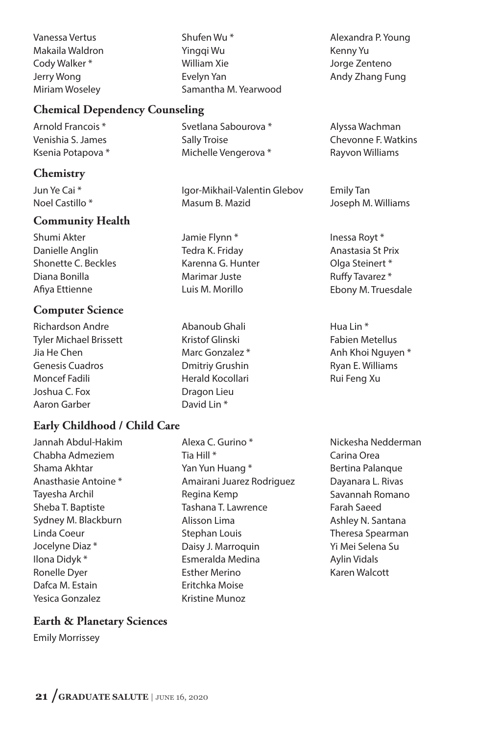Vanessa Vertus
Makaila Waldron
Cody Walker *
Jerry Wong
Miriam Woseley
Shufen Wu *
Yingqi Wu
William Xie
Evelyn Yan
Samantha M. Yearwood
Alexandra P. Young
Kenny Yu
Jorge Zenteno
Andy Zhang Fung

## Chemical Dependency Counseling

Arnold Francois *
Venishia S. James
Ksenia Potapova *
Svetlana Sabourova *
Sally Troise
Michelle Vengerova *
Alyssa Wachman
Chevonne F. Watkins
Rayvon Williams

## Chemistry

Jun Ye Cai *
Noel Castillo *
Igor-Mikhail-Valentin Glebov
Masum B. Mazid
Emily Tan
Joseph M. Williams

## Community Health

Shumi Akter
Danielle Anglin
Shonette C. Beckles
Diana Bonilla
Afiya Ettienne
Jamie Flynn *
Tedra K. Friday
Karenna G. Hunter
Marimar Juste
Luis M. Morillo
Inessa Royt *
Anastasia St Prix
Olga Steinert *
Ruffy Tavarez *
Ebony M. Truesdale

## Computer Science

Richardson Andre
Tyler Michael Brissett
Jia He Chen
Genesis Cuadros
Moncef Fadili
Joshua C. Fox
Aaron Garber
Abanoub Ghali
Kristof Glinski
Marc Gonzalez *
Dmitriy Grushin
Herald Kocollari
Dragon Lieu
David Lin *
Hua Lin *
Fabien Metellus
Anh Khoi Nguyen *
Ryan E. Williams
Rui Feng Xu

## Early Childhood / Child Care

Jannah Abdul-Hakim
Chabha Admeziem
Shama Akhtar
Anasthasie Antoine *
Tayesha Archil
Sheba T. Baptiste
Sydney M. Blackburn
Linda Coeur
Jocelyne Diaz *
Ilona Didyk *
Ronelle Dyer
Dafca M. Estain
Yesica Gonzalez
Alexa C. Gurino *
Tia Hill *
Yan Yun Huang *
Amairani Juarez Rodriguez
Regina Kemp
Tashana T. Lawrence
Alisson Lima
Stephan Louis
Daisy J. Marroquin
Esmeralda Medina
Esther Merino
Eritchka Moise
Kristine Munoz
Nickesha Nedderman
Carina Orea
Bertina Palanque
Dayanara L. Rivas
Savannah Romano
Farah Saeed
Ashley N. Santana
Theresa Spearman
Yi Mei Selena Su
Aylin Vidals
Karen Walcott

## Earth & Planetary Sciences

Emily Morrissey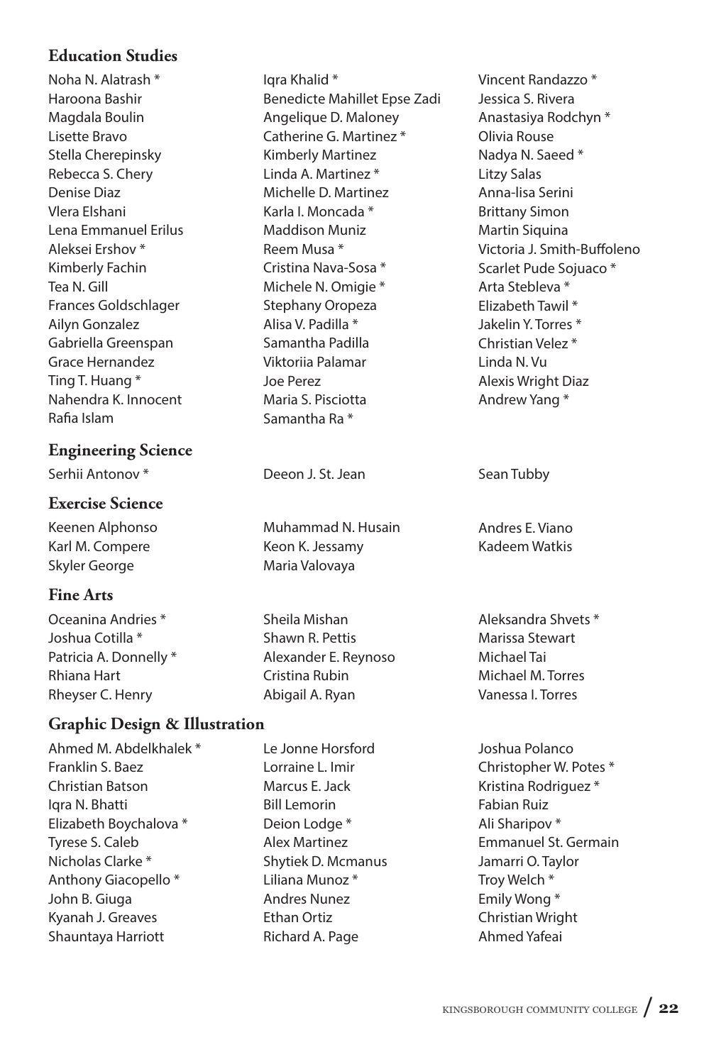## Education Studies

Noha N. Alatrash *
Haroona Bashir
Magdala Boulin
Lisette Bravo
Stella Cherepinsky
Rebecca S. Chery
Denise Diaz
Vlera Elshani
Lena Emmanuel Erilus
Aleksei Ershov *
Kimberly Fachin
Tea N. Gill
Frances Goldschlager
Ailyn Gonzalez
Gabriella Greenspan
Grace Hernandez
Ting T. Huang *
Nahendra K. Innocent
Rafia Islam
Iqra Khalid *
Benedicte Mahillet Epse Zadi
Angelique D. Maloney
Catherine G. Martinez *
Kimberly Martinez
Linda A. Martinez *
Michelle D. Martinez
Karla I. Moncada *
Maddison Muniz
Reem Musa *
Cristina Nava-Sosa *
Michele N. Omigie *
Stephany Oropeza
Alisa V. Padilla *
Samantha Padilla
Viktoriia Palamar
Joe Perez
Maria S. Pisciotta
Samantha Ra *
Vincent Randazzo *
Jessica S. Rivera
Anastasiya Rodchyn *
Olivia Rouse
Nadya N. Saeed *
Litzy Salas
Anna-lisa Serini
Brittany Simon
Martin Siquina
Victoria J. Smith-Buffoleno
Scarlet Pude Sojuaco *
Arta Stebleva *
Elizabeth Tawil *
Jakelin Y. Torres *
Christian Velez *
Linda N. Vu
Alexis Wright Diaz
Andrew Yang *

## Engineering Science

Serhii Antonov *
Deeon J. St. Jean
Sean Tubby

## Exercise Science

Keenen Alphonso
Karl M. Compere
Skyler George
Muhammad N. Husain
Keon K. Jessamy
Maria Valovaya
Andres E. Viano
Kadeem Watkis

## Fine Arts

Oceanina Andries *
Joshua Cotilla *
Patricia A. Donnelly *
Rhiana Hart
Rheyser C. Henry
Sheila Mishan
Shawn R. Pettis
Alexander E. Reynoso
Cristina Rubin
Abigail A. Ryan
Aleksandra Shvets *
Marissa Stewart
Michael Tai
Michael M. Torres
Vanessa I. Torres

## Graphic Design & Illustration

Ahmed M. Abdelkhalek *
Franklin S. Baez
Christian Batson
Iqra N. Bhatti
Elizabeth Boychalova *
Tyrese S. Caleb
Nicholas Clarke *
Anthony Giacopello *
John B. Giuga
Kyanah J. Greaves
Shauntaya Harriott
Le Jonne Horsford
Lorraine L. Imir
Marcus E. Jack
Bill Lemorin
Deion Lodge *
Alex Martinez
Shytiek D. Mcmanus
Liliana Munoz *
Andres Nunez
Ethan Ortiz
Richard A. Page
Joshua Polanco
Christopher W. Potes *
Kristina Rodriguez *
Fabian Ruiz
Ali Sharipov *
Emmanuel St. Germain
Jamarri O. Taylor
Troy Welch *
Emily Wong *
Christian Wright
Ahmed Yafeai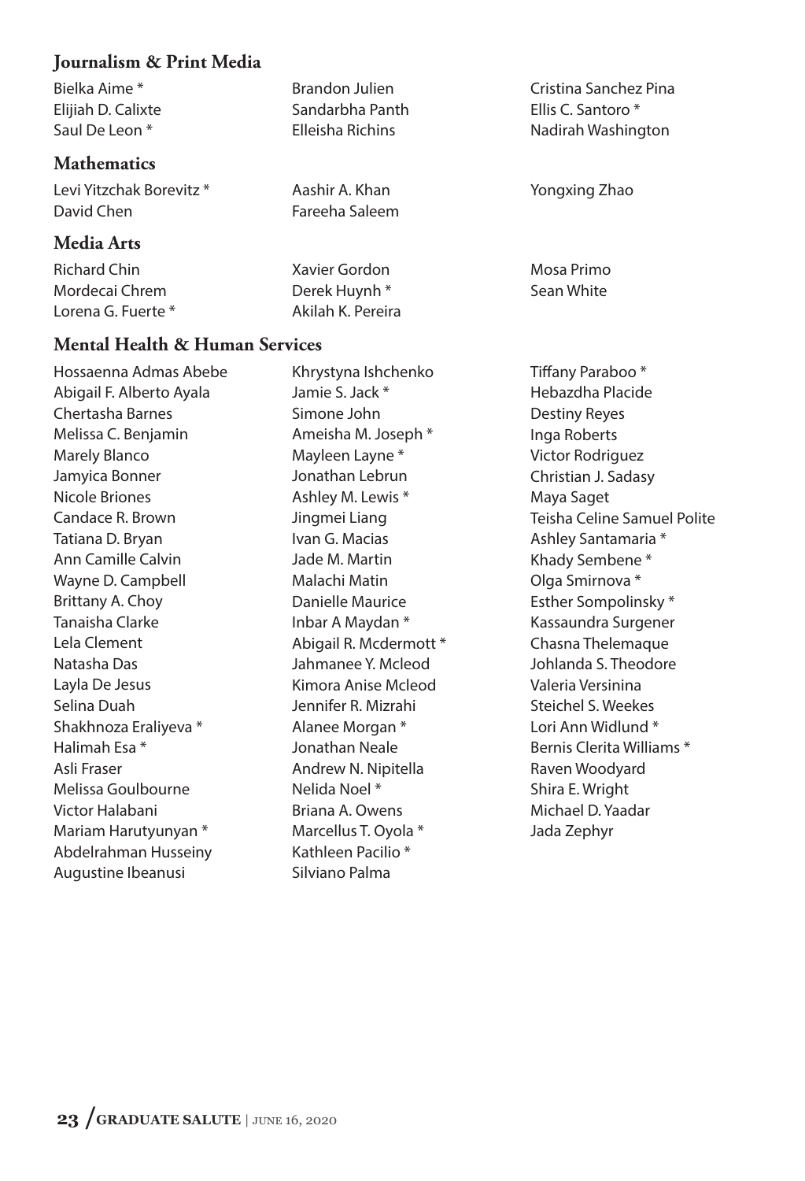## Journalism & Print Media

Bielka Aime *
Elijiah D. Calixte
Saul De Leon *
Brandon Julien
Sandarbha Panth
Elleisha Richins
Cristina Sanchez Pina
Ellis C. Santoro *
Nadirah Washington

## Mathematics

Levi Yitzchak Borevitz *
David Chen
Aashir A. Khan
Fareeha Saleem
Yongxing Zhao

## Media Arts

Richard Chin
Mordecai Chrem
Lorena G. Fuerte *
Xavier Gordon
Derek Huynh *
Akilah K. Pereira
Mosa Primo
Sean White

## Mental Health & Human Services

Hossaenna Admas Abebe
Abigail F. Alberto Ayala
Chertasha Barnes
Melissa C. Benjamin
Marely Blanco
Jamyica Bonner
Nicole Briones
Candace R. Brown
Tatiana D. Bryan
Ann Camille Calvin
Wayne D. Campbell
Brittany A. Choy
Tanaisha Clarke
Lela Clement
Natasha Das
Layla De Jesus
Selina Duah
Shakhnoza Eraliyeva *
Halimah Esa *
Asli Fraser
Melissa Goulbourne
Victor Halabani
Mariam Harutyunyan *
Abdelrahman Husseiny
Augustine Ibeanusi
Khrystyna Ishchenko
Jamie S. Jack *
Simone John
Ameisha M. Joseph *
Mayleen Layne *
Jonathan Lebrun
Ashley M. Lewis *
Jingmei Liang
Ivan G. Macias
Jade M. Martin
Malachi Matin
Danielle Maurice
Inbar A Maydan *
Abigail R. Mcdermott *
Jahmanee Y. Mcleod
Kimora Anise Mcleod
Jennifer R. Mizrahi
Alanee Morgan *
Jonathan Neale
Andrew N. Nipitella
Nelida Noel *
Briana A. Owens
Marcellus T. Oyola *
Kathleen Pacilio *
Silviano Palma
Tiffany Paraboo *
Hebazdha Placide
Destiny Reyes
Inga Roberts
Victor Rodriguez
Christian J. Sadasy
Maya Saget
Teisha Celine Samuel Polite
Ashley Santamaria *
Khady Sembene *
Olga Smirnova *
Esther Sompolinsky *
Kassaundra Surgener
Chasna Thelemaque
Johlanda S. Theodore
Valeria Versinina
Steichel S. Weekes
Lori Ann Widlund *
Bernis Clerita Williams *
Raven Woodyard
Shira E. Wright
Michael D. Yaadar
Jada Zephyr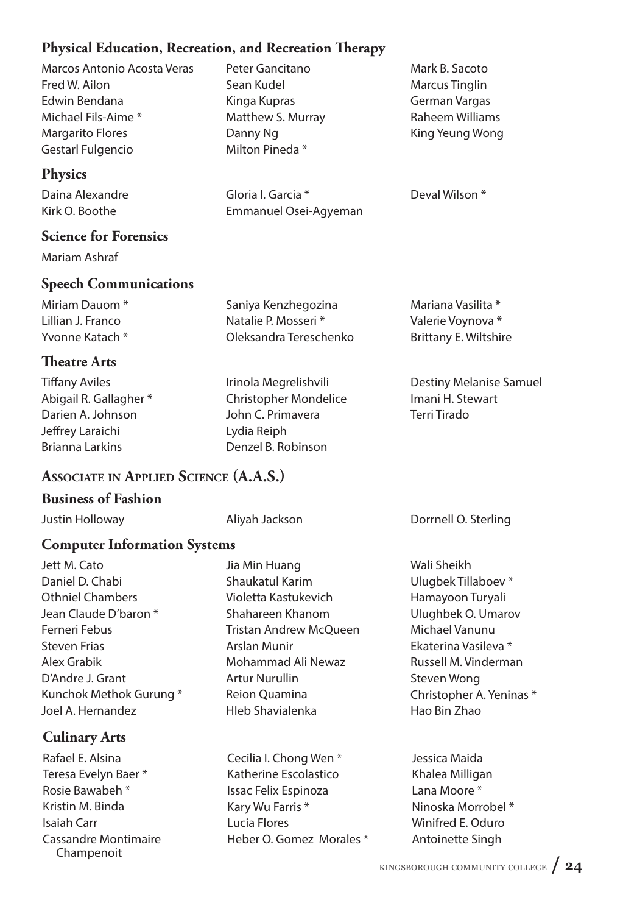### Physical Education, Recreation, and Recreation Therapy

Marcos Antonio Acosta Veras
Fred W. Ailon
Edwin Bendana
Michael Fils-Aime *
Margarito Flores
Gestarl Fulgencio
Peter Gancitano
Sean Kudel
Kinga Kupras
Matthew S. Murray
Danny Ng
Milton Pineda *
Mark B. Sacoto
Marcus Tinglin
German Vargas
Raheem Williams
King Yeung Wong

### Physics

Daina Alexandre
Kirk O. Boothe
Gloria I. Garcia *
Emmanuel Osei-Agyeman
Deval Wilson *

### Science for Forensics

Mariam Ashraf

### Speech Communications

Miriam Dauom *
Lillian J. Franco
Yvonne Katach *
Saniya Kenzhegozina
Natalie P. Mosseri *
Oleksandra Tereschenko
Mariana Vasilita *
Valerie Voynova *
Brittany E. Wiltshire

### Theatre Arts

Tiffany Aviles
Abigail R. Gallagher *
Darien A. Johnson
Jeffrey Laraichi
Brianna Larkins
Irinola Megrelishvili
Christopher Mondelice
John C. Primavera
Lydia Reiph
Denzel B. Robinson
Destiny Melanise Samuel
Imani H. Stewart
Terri Tirado

## Associate in Applied Science (A.A.S.)

### Business of Fashion

Justin Holloway
Aliyah Jackson
Dorrnell O. Sterling

### Computer Information Systems

Jett M. Cato
Daniel D. Chabi
Othniel Chambers
Jean Claude D'baron *
Ferneri Febus
Steven Frias
Alex Grabik
D'Andre J. Grant
Kunchok Methok Gurung *
Joel A. Hernandez
Jia Min Huang
Shaukatul Karim
Violetta Kastukevich
Shahareen Khanom
Tristan Andrew McQueen
Arslan Munir
Mohammad Ali Newaz
Artur Nurullin
Reion Quamina
Hleb Shavialenka
Wali Sheikh
Ulugbek Tillaboev *
Hamayoon Turyali
Ulughbek O. Umarov
Michael Vanunu
Ekaterina Vasileva *
Russell M. Vinderman
Steven Wong
Christopher A. Yeninas *
Hao Bin Zhao

### Culinary Arts

Rafael E. Alsina
Teresa Evelyn Baer *
Rosie Bawabeh *
Kristin M. Binda
Isaiah Carr
Cassandre Montimaire Champenoit
Cecilia I. Chong Wen *
Katherine Escolastico
Issac Felix Espinoza
Kary Wu Farris *
Lucia Flores
Heber O. Gomez Morales *
Jessica Maida
Khalea Milligan
Lana Moore *
Ninoska Morrobel *
Winifred E. Oduro
Antoinette Singh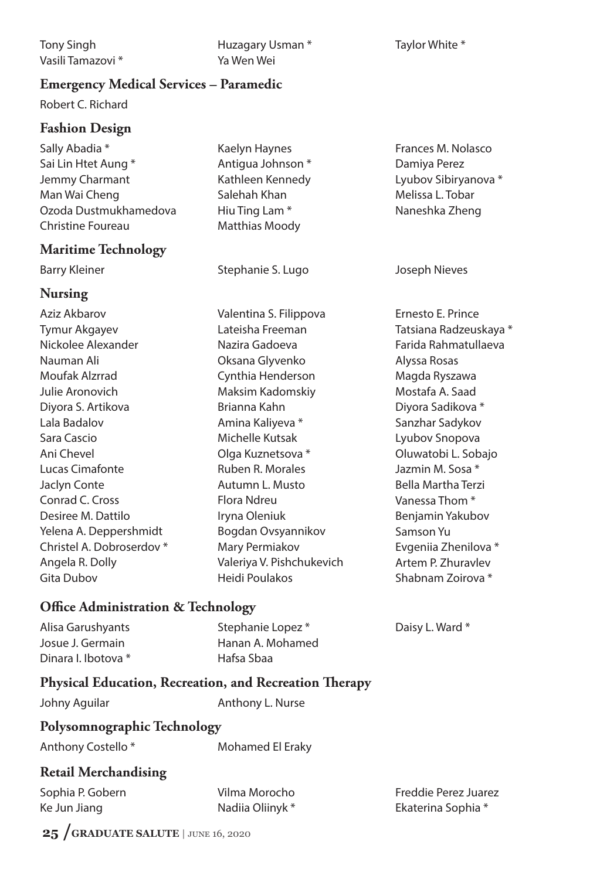Tony Singh
Vasili Tamazovi *
Huzagary Usman *
Ya Wen Wei
Taylor White *

## Emergency Medical Services – Paramedic

Robert C. Richard

## Fashion Design

Sally Abadia *
Sai Lin Htet Aung *
Jemmy Charmant
Man Wai Cheng
Ozoda Dustmukhamedova
Christine Foureau
Kaelyn Haynes
Antigua Johnson *
Kathleen Kennedy
Salehah Khan
Hiu Ting Lam *
Matthias Moody
Frances M. Nolasco
Damiya Perez
Lyubov Sibiryanova *
Melissa L. Tobar
Naneshka Zheng

## Maritime Technology

Barry Kleiner
Stephanie S. Lugo
Joseph Nieves

## Nursing

Aziz Akbarov
Tymur Akgayev
Nickolee Alexander
Nauman Ali
Moufak Alzrrad
Julie Aronovich
Diyora S. Artikova
Lala Badalov
Sara Cascio
Ani Chevel
Lucas Cimafonte
Jaclyn Conte
Conrad C. Cross
Desiree M. Dattilo
Yelena A. Deppershmidt
Christel A. Dobroserdov *
Angela R. Dolly
Gita Dubov
Valentina S. Filippova
Lateisha Freeman
Nazira Gadoeva
Oksana Glyvenko
Cynthia Henderson
Maksim Kadomskiy
Brianna Kahn
Amina Kaliyeva *
Michelle Kutsak
Olga Kuznetsova *
Ruben R. Morales
Autumn L. Musto
Flora Ndreu
Iryna Oleniuk
Bogdan Ovsyannikov
Mary Permiakov
Valeriya V. Pishchukevich
Heidi Poulakos
Ernesto E. Prince
Tatsiana Radzeuskaya *
Farida Rahmatullaeva
Alyssa Rosas
Magda Ryszawa
Mostafa A. Saad
Diyora Sadikova *
Sanzhar Sadykov
Lyubov Snopova
Oluwatobi L. Sobajo
Jazmin M. Sosa *
Bella Martha Terzi
Vanessa Thom *
Benjamin Yakubov
Samson Yu
Evgeniia Zhenilova *
Artem P. Zhuravlev
Shabnam Zoirova *

## Office Administration & Technology

Alisa Garushyants
Josue J. Germain
Dinara I. Ibotova *
Stephanie Lopez *
Hanan A. Mohamed
Hafsa Sbaa
Daisy L. Ward *

## Physical Education, Recreation, and Recreation Therapy

Johny Aguilar
Anthony L. Nurse

## Polysomnographic Technology

Anthony Costello *
Mohamed El Eraky

## Retail Merchandising

Sophia P. Gobern
Ke Jun Jiang
Vilma Morocho
Nadiia Oliinyk *
Freddie Perez Juarez
Ekaterina Sophia *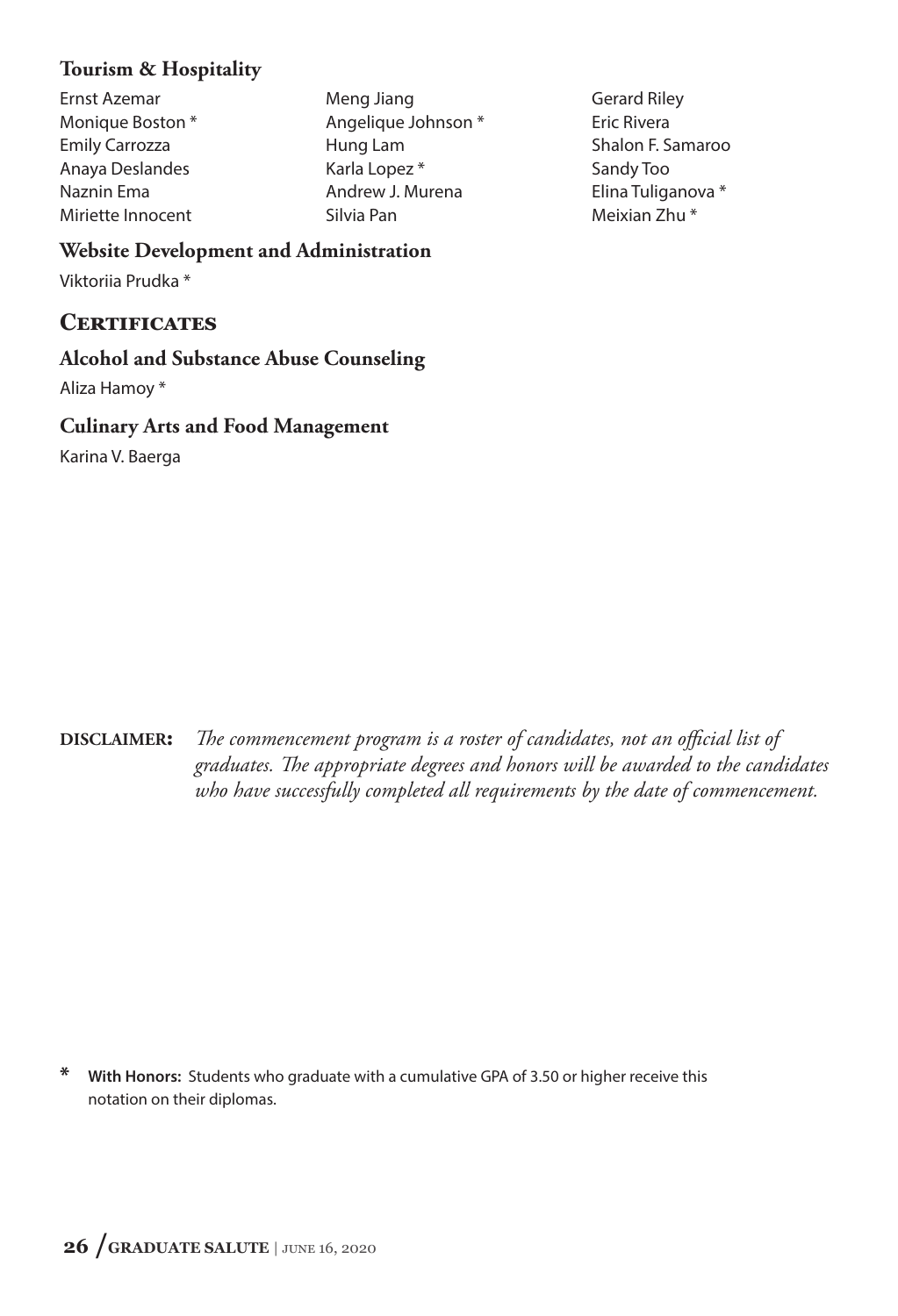### Tourism & Hospitality

Ernst Azemar
Monique Boston *
Emily Carrozza
Anaya Deslandes
Naznin Ema
Miriette Innocent
Meng Jiang
Angelique Johnson *
Hung Lam
Karla Lopez *
Andrew J. Murena
Silvia Pan
Gerard Riley
Eric Rivera
Shalon F. Samaroo
Sandy Too
Elina Tuliganova *
Meixian Zhu *

### Website Development and Administration

Viktoriia Prudka *

## Certificates

### Alcohol and Substance Abuse Counseling

Aliza Hamoy *

### Culinary Arts and Food Management

Karina V. Baerga

**DISCLAIMER:** *The commencement program is a roster of candidates, not an official list of graduates. The appropriate degrees and honors will be awarded to the candidates who have successfully completed all requirements by the date of commencement.*

\* **With Honors:** Students who graduate with a cumulative GPA of 3.50 or higher receive this notation on their diplomas.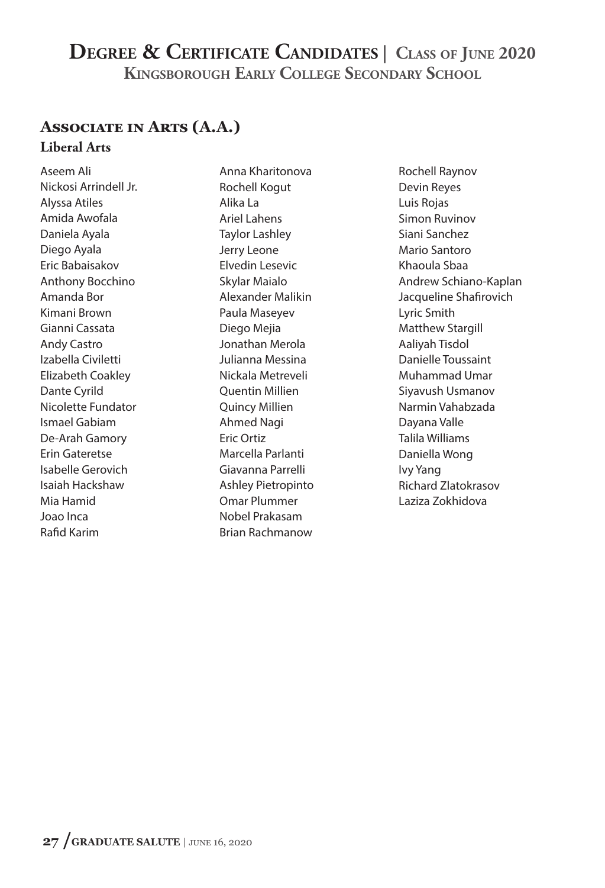# Degree & Certificate Candidates | Class of June 2020

## Kingsborough Early College Secondary School

### Associate in Arts (A.A.)

#### Liberal Arts

Aseem Ali
Nickosi Arrindell Jr.
Alyssa Atiles
Amida Awofala
Daniela Ayala
Diego Ayala
Eric Babaisakov
Anthony Bocchino
Amanda Bor
Kimani Brown
Gianni Cassata
Andy Castro
Izabella Civiletti
Elizabeth Coakley
Dante Cyrild
Nicolette Fundator
Ismael Gabiam
De-Arah Gamory
Erin Gateretse
Isabelle Gerovich
Isaiah Hackshaw
Mia Hamid
Joao Inca
Rafid Karim
Anna Kharitonova
Rochell Kogut
Alika La
Ariel Lahens
Taylor Lashley
Jerry Leone
Elvedin Lesevic
Skylar Maialo
Alexander Malikin
Paula Maseyev
Diego Mejia
Jonathan Merola
Julianna Messina
Nickala Metreveli
Quentin Millien
Quincy Millien
Ahmed Nagi
Eric Ortiz
Marcella Parlanti
Giavanna Parrelli
Ashley Pietropinto
Omar Plummer
Nobel Prakasam
Brian Rachmanow
Rochell Raynov
Devin Reyes
Luis Rojas
Simon Ruvinov
Siani Sanchez
Mario Santoro
Khaoula Sbaa
Andrew Schiano-Kaplan
Jacqueline Shafirovich
Lyric Smith
Matthew Stargill
Aaliyah Tisdol
Danielle Toussaint
Muhammad Umar
Siyavush Usmanov
Narmin Vahabzada
Dayana Valle
Talila Williams
Daniella Wong
Ivy Yang
Richard Zlatokrasov
Laziza Zokhidova